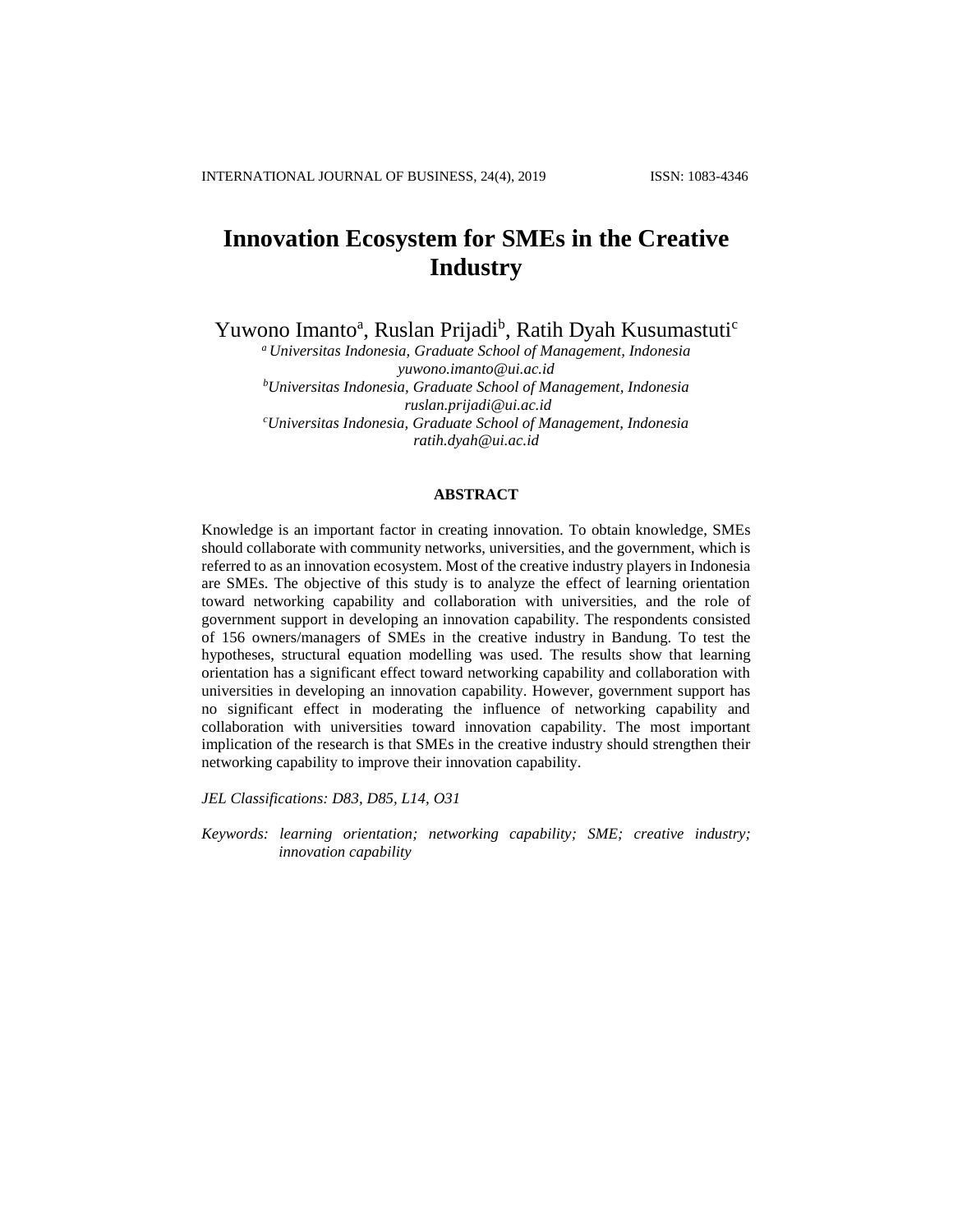# Innovation Ecosystem for SMEs in the Creative Industry

Yuwono Imanto[a], Ruslan Prijadi[b], Ratih Dyah Kusumastuti[c]

[a] *Universitas Indonesia, Graduate School of Management, Indonesia*
*yuwono.imanto@ui.ac.id*
[b] *Universitas Indonesia, Graduate School of Management, Indonesia*
*ruslan.prijadi@ui.ac.id*
[c] *Universitas Indonesia, Graduate School of Management, Indonesia*
*ratih.dyah@ui.ac.id*

## ABSTRACT

Knowledge is an important factor in creating innovation. To obtain knowledge, SMEs should collaborate with community networks, universities, and the government, which is referred to as an innovation ecosystem. Most of the creative industry players in Indonesia are SMEs. The objective of this study is to analyze the effect of learning orientation toward networking capability and collaboration with universities, and the role of government support in developing an innovation capability. The respondents consisted of 156 owners/managers of SMEs in the creative industry in Bandung. To test the hypotheses, structural equation modelling was used. The results show that learning orientation has a significant effect toward networking capability and collaboration with universities in developing an innovation capability. However, government support has no significant effect in moderating the influence of networking capability and collaboration with universities toward innovation capability. The most important implication of the research is that SMEs in the creative industry should strengthen their networking capability to improve their innovation capability.

*JEL Classifications: D83, D85, L14, O31*

*Keywords: learning orientation; networking capability; SME; creative industry; innovation capability*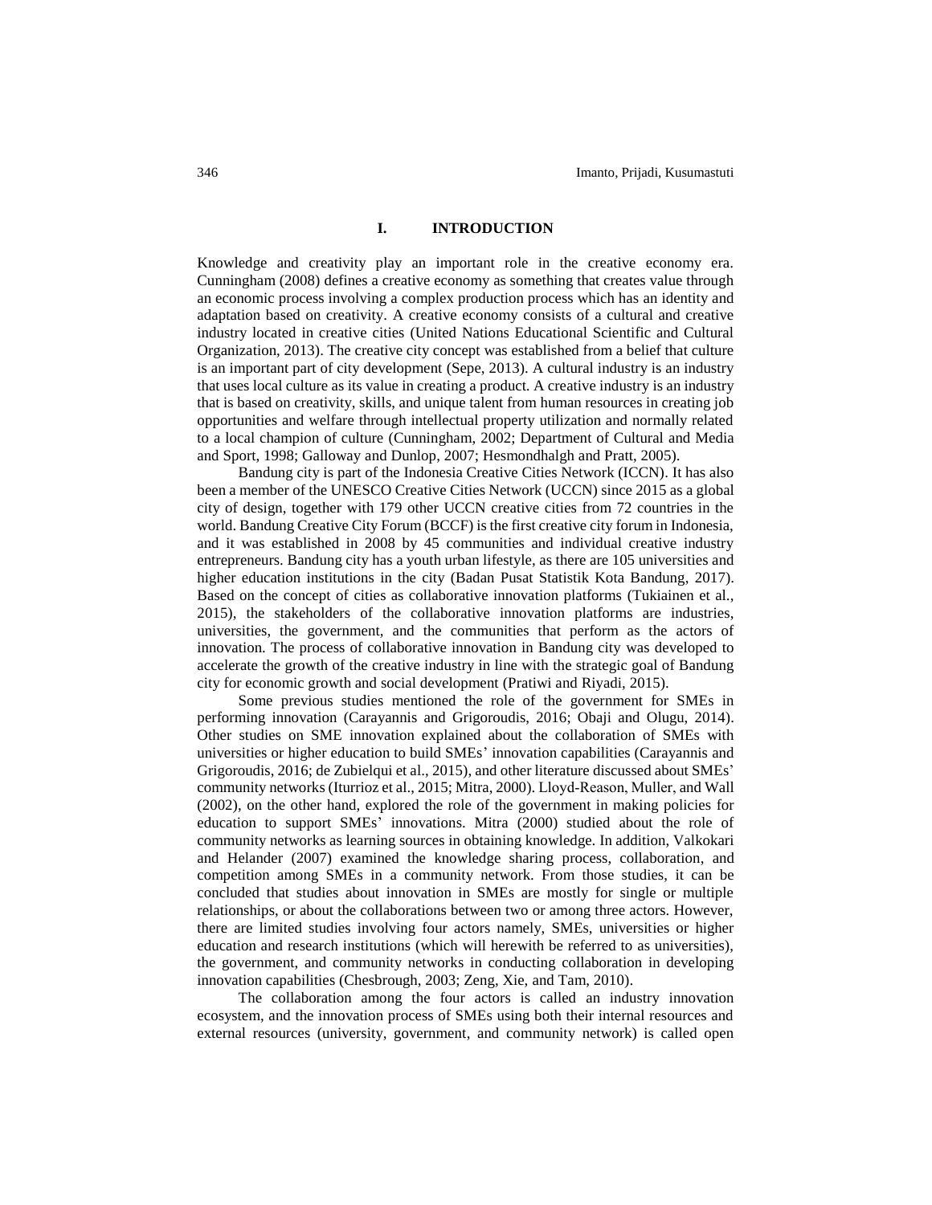## I. INTRODUCTION

Knowledge and creativity play an important role in the creative economy era. Cunningham (2008) defines a creative economy as something that creates value through an economic process involving a complex production process which has an identity and adaptation based on creativity. A creative economy consists of a cultural and creative industry located in creative cities (United Nations Educational Scientific and Cultural Organization, 2013). The creative city concept was established from a belief that culture is an important part of city development (Sepe, 2013). A cultural industry is an industry that uses local culture as its value in creating a product. A creative industry is an industry that is based on creativity, skills, and unique talent from human resources in creating job opportunities and welfare through intellectual property utilization and normally related to a local champion of culture (Cunningham, 2002; Department of Cultural and Media and Sport, 1998; Galloway and Dunlop, 2007; Hesmondhalgh and Pratt, 2005).

Bandung city is part of the Indonesia Creative Cities Network (ICCN). It has also been a member of the UNESCO Creative Cities Network (UCCN) since 2015 as a global city of design, together with 179 other UCCN creative cities from 72 countries in the world. Bandung Creative City Forum (BCCF) is the first creative city forum in Indonesia, and it was established in 2008 by 45 communities and individual creative industry entrepreneurs. Bandung city has a youth urban lifestyle, as there are 105 universities and higher education institutions in the city (Badan Pusat Statistik Kota Bandung, 2017). Based on the concept of cities as collaborative innovation platforms (Tukiainen et al., 2015), the stakeholders of the collaborative innovation platforms are industries, universities, the government, and the communities that perform as the actors of innovation. The process of collaborative innovation in Bandung city was developed to accelerate the growth of the creative industry in line with the strategic goal of Bandung city for economic growth and social development (Pratiwi and Riyadi, 2015).

Some previous studies mentioned the role of the government for SMEs in performing innovation (Carayannis and Grigoroudis, 2016; Obaji and Olugu, 2014). Other studies on SME innovation explained about the collaboration of SMEs with universities or higher education to build SMEs' innovation capabilities (Carayannis and Grigoroudis, 2016; de Zubielqui et al., 2015), and other literature discussed about SMEs' community networks (Iturrioz et al., 2015; Mitra, 2000). Lloyd-Reason, Muller, and Wall (2002), on the other hand, explored the role of the government in making policies for education to support SMEs' innovations. Mitra (2000) studied about the role of community networks as learning sources in obtaining knowledge. In addition, Valkokari and Helander (2007) examined the knowledge sharing process, collaboration, and competition among SMEs in a community network. From those studies, it can be concluded that studies about innovation in SMEs are mostly for single or multiple relationships, or about the collaborations between two or among three actors. However, there are limited studies involving four actors namely, SMEs, universities or higher education and research institutions (which will herewith be referred to as universities), the government, and community networks in conducting collaboration in developing innovation capabilities (Chesbrough, 2003; Zeng, Xie, and Tam, 2010).

The collaboration among the four actors is called an industry innovation ecosystem, and the innovation process of SMEs using both their internal resources and external resources (university, government, and community network) is called open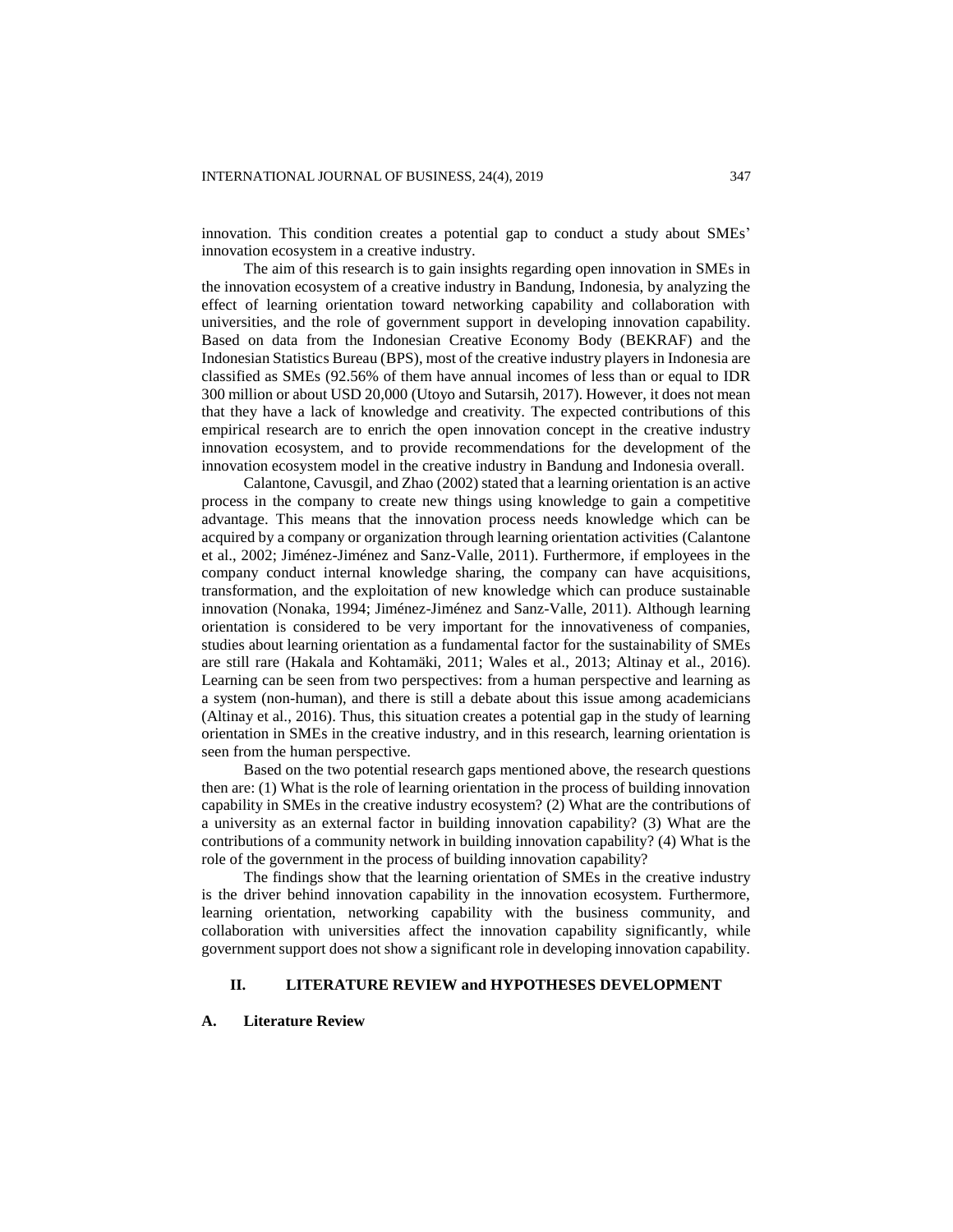innovation. This condition creates a potential gap to conduct a study about SMEs' innovation ecosystem in a creative industry.

The aim of this research is to gain insights regarding open innovation in SMEs in the innovation ecosystem of a creative industry in Bandung, Indonesia, by analyzing the effect of learning orientation toward networking capability and collaboration with universities, and the role of government support in developing innovation capability. Based on data from the Indonesian Creative Economy Body (BEKRAF) and the Indonesian Statistics Bureau (BPS), most of the creative industry players in Indonesia are classified as SMEs (92.56% of them have annual incomes of less than or equal to IDR 300 million or about USD 20,000 (Utoyo and Sutarsih, 2017). However, it does not mean that they have a lack of knowledge and creativity. The expected contributions of this empirical research are to enrich the open innovation concept in the creative industry innovation ecosystem, and to provide recommendations for the development of the innovation ecosystem model in the creative industry in Bandung and Indonesia overall.

Calantone, Cavusgil, and Zhao (2002) stated that a learning orientation is an active process in the company to create new things using knowledge to gain a competitive advantage. This means that the innovation process needs knowledge which can be acquired by a company or organization through learning orientation activities (Calantone et al., 2002; Jiménez-Jiménez and Sanz-Valle, 2011). Furthermore, if employees in the company conduct internal knowledge sharing, the company can have acquisitions, transformation, and the exploitation of new knowledge which can produce sustainable innovation (Nonaka, 1994; Jiménez-Jiménez and Sanz-Valle, 2011). Although learning orientation is considered to be very important for the innovativeness of companies, studies about learning orientation as a fundamental factor for the sustainability of SMEs are still rare (Hakala and Kohtamäki, 2011; Wales et al., 2013; Altinay et al., 2016). Learning can be seen from two perspectives: from a human perspective and learning as a system (non-human), and there is still a debate about this issue among academicians (Altinay et al., 2016). Thus, this situation creates a potential gap in the study of learning orientation in SMEs in the creative industry, and in this research, learning orientation is seen from the human perspective.

Based on the two potential research gaps mentioned above, the research questions then are: (1) What is the role of learning orientation in the process of building innovation capability in SMEs in the creative industry ecosystem? (2) What are the contributions of a university as an external factor in building innovation capability? (3) What are the contributions of a community network in building innovation capability? (4) What is the role of the government in the process of building innovation capability?

The findings show that the learning orientation of SMEs in the creative industry is the driver behind innovation capability in the innovation ecosystem. Furthermore, learning orientation, networking capability with the business community, and collaboration with universities affect the innovation capability significantly, while government support does not show a significant role in developing innovation capability.

## II. LITERATURE REVIEW and HYPOTHESES DEVELOPMENT

### A. Literature Review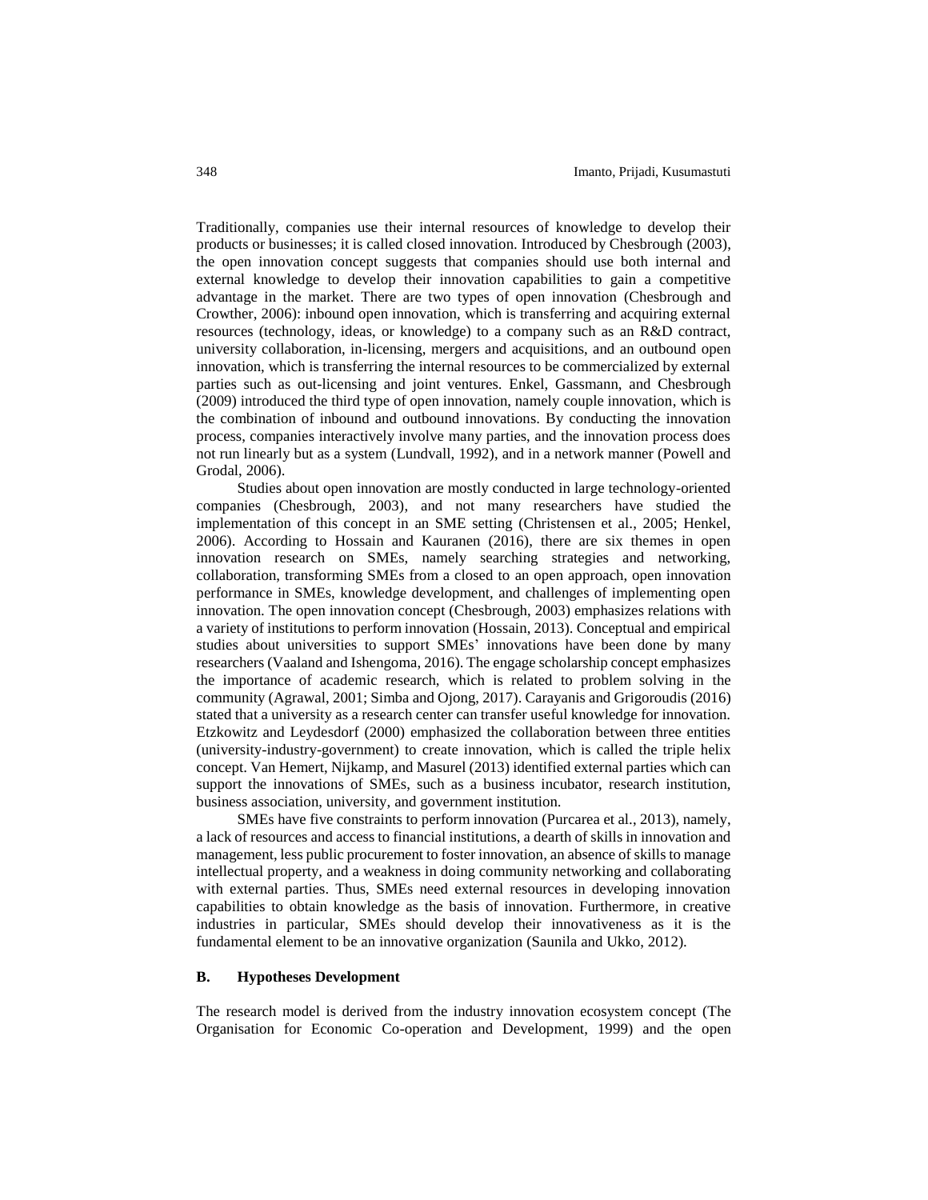Traditionally, companies use their internal resources of knowledge to develop their products or businesses; it is called closed innovation. Introduced by Chesbrough (2003), the open innovation concept suggests that companies should use both internal and external knowledge to develop their innovation capabilities to gain a competitive advantage in the market. There are two types of open innovation (Chesbrough and Crowther, 2006): inbound open innovation, which is transferring and acquiring external resources (technology, ideas, or knowledge) to a company such as an R&D contract, university collaboration, in-licensing, mergers and acquisitions, and an outbound open innovation, which is transferring the internal resources to be commercialized by external parties such as out-licensing and joint ventures. Enkel, Gassmann, and Chesbrough (2009) introduced the third type of open innovation, namely couple innovation, which is the combination of inbound and outbound innovations. By conducting the innovation process, companies interactively involve many parties, and the innovation process does not run linearly but as a system (Lundvall, 1992), and in a network manner (Powell and Grodal, 2006).

Studies about open innovation are mostly conducted in large technology-oriented companies (Chesbrough, 2003), and not many researchers have studied the implementation of this concept in an SME setting (Christensen et al., 2005; Henkel, 2006). According to Hossain and Kauranen (2016), there are six themes in open innovation research on SMEs, namely searching strategies and networking, collaboration, transforming SMEs from a closed to an open approach, open innovation performance in SMEs, knowledge development, and challenges of implementing open innovation. The open innovation concept (Chesbrough, 2003) emphasizes relations with a variety of institutions to perform innovation (Hossain, 2013). Conceptual and empirical studies about universities to support SMEs' innovations have been done by many researchers (Vaaland and Ishengoma, 2016). The engage scholarship concept emphasizes the importance of academic research, which is related to problem solving in the community (Agrawal, 2001; Simba and Ojong, 2017). Carayanis and Grigoroudis (2016) stated that a university as a research center can transfer useful knowledge for innovation. Etzkowitz and Leydesdorf (2000) emphasized the collaboration between three entities (university-industry-government) to create innovation, which is called the triple helix concept. Van Hemert, Nijkamp, and Masurel (2013) identified external parties which can support the innovations of SMEs, such as a business incubator, research institution, business association, university, and government institution.

SMEs have five constraints to perform innovation (Purcarea et al., 2013), namely, a lack of resources and access to financial institutions, a dearth of skills in innovation and management, less public procurement to foster innovation, an absence of skills to manage intellectual property, and a weakness in doing community networking and collaborating with external parties. Thus, SMEs need external resources in developing innovation capabilities to obtain knowledge as the basis of innovation. Furthermore, in creative industries in particular, SMEs should develop their innovativeness as it is the fundamental element to be an innovative organization (Saunila and Ukko, 2012).

## B. Hypotheses Development

The research model is derived from the industry innovation ecosystem concept (The Organisation for Economic Co-operation and Development, 1999) and the open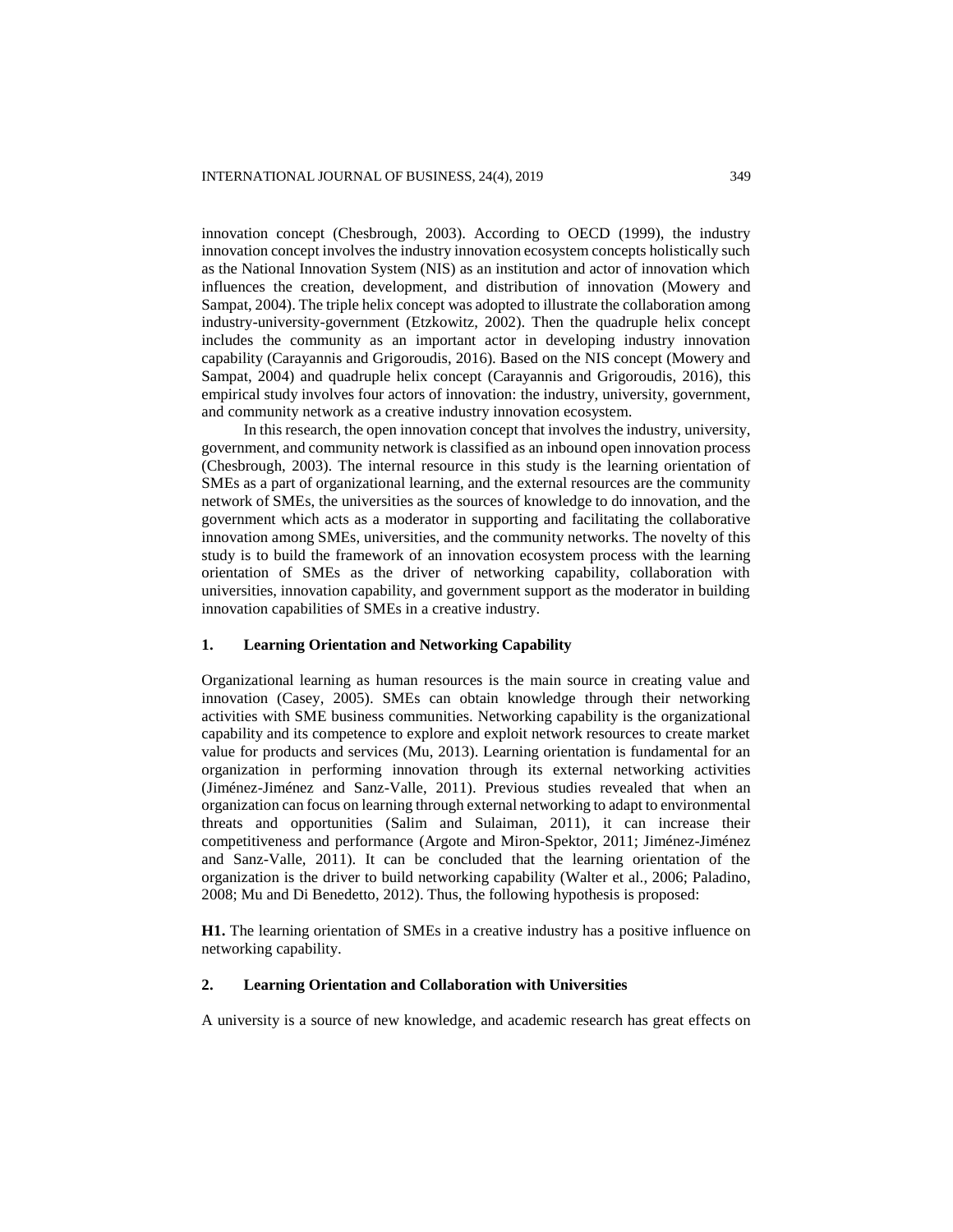innovation concept (Chesbrough, 2003). According to OECD (1999), the industry innovation concept involves the industry innovation ecosystem concepts holistically such as the National Innovation System (NIS) as an institution and actor of innovation which influences the creation, development, and distribution of innovation (Mowery and Sampat, 2004). The triple helix concept was adopted to illustrate the collaboration among industry-university-government (Etzkowitz, 2002). Then the quadruple helix concept includes the community as an important actor in developing industry innovation capability (Carayannis and Grigoroudis, 2016). Based on the NIS concept (Mowery and Sampat, 2004) and quadruple helix concept (Carayannis and Grigoroudis, 2016), this empirical study involves four actors of innovation: the industry, university, government, and community network as a creative industry innovation ecosystem.

In this research, the open innovation concept that involves the industry, university, government, and community network is classified as an inbound open innovation process (Chesbrough, 2003). The internal resource in this study is the learning orientation of SMEs as a part of organizational learning, and the external resources are the community network of SMEs, the universities as the sources of knowledge to do innovation, and the government which acts as a moderator in supporting and facilitating the collaborative innovation among SMEs, universities, and the community networks. The novelty of this study is to build the framework of an innovation ecosystem process with the learning orientation of SMEs as the driver of networking capability, collaboration with universities, innovation capability, and government support as the moderator in building innovation capabilities of SMEs in a creative industry.

## 1. Learning Orientation and Networking Capability

Organizational learning as human resources is the main source in creating value and innovation (Casey, 2005). SMEs can obtain knowledge through their networking activities with SME business communities. Networking capability is the organizational capability and its competence to explore and exploit network resources to create market value for products and services (Mu, 2013). Learning orientation is fundamental for an organization in performing innovation through its external networking activities (Jiménez-Jiménez and Sanz-Valle, 2011). Previous studies revealed that when an organization can focus on learning through external networking to adapt to environmental threats and opportunities (Salim and Sulaiman, 2011), it can increase their competitiveness and performance (Argote and Miron-Spektor, 2011; Jiménez-Jiménez and Sanz-Valle, 2011). It can be concluded that the learning orientation of the organization is the driver to build networking capability (Walter et al., 2006; Paladino, 2008; Mu and Di Benedetto, 2012). Thus, the following hypothesis is proposed:

**H1.** The learning orientation of SMEs in a creative industry has a positive influence on networking capability.

## 2. Learning Orientation and Collaboration with Universities

A university is a source of new knowledge, and academic research has great effects on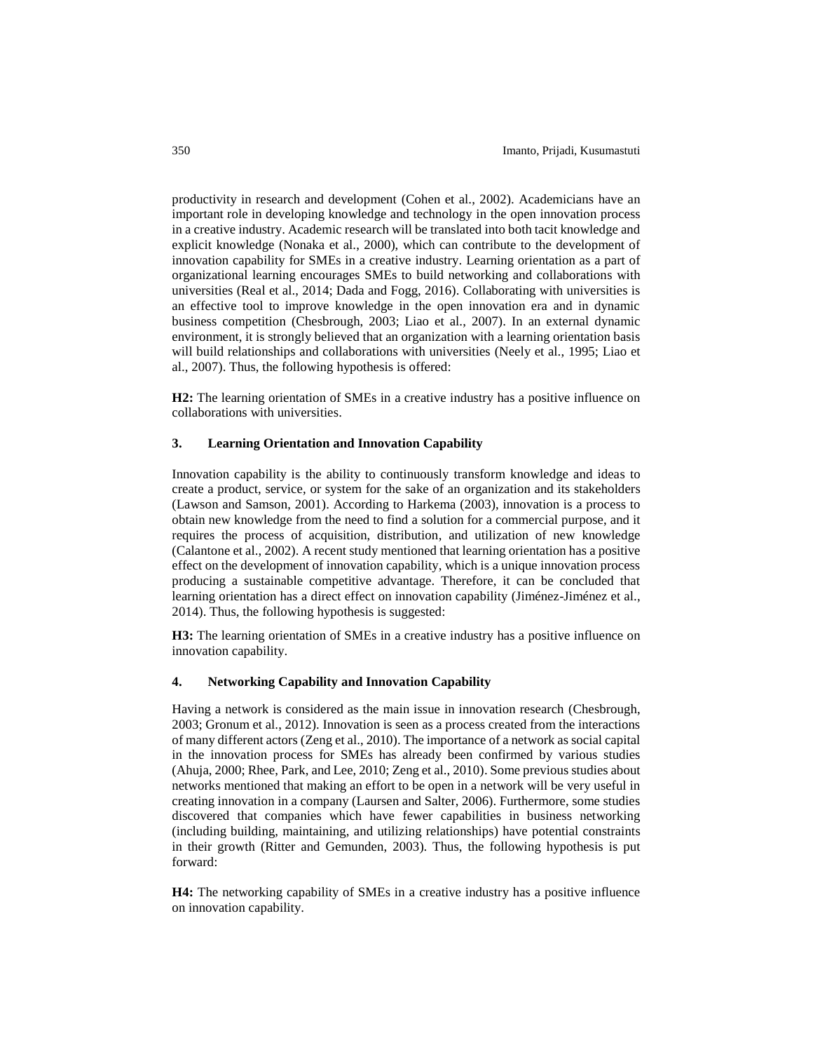productivity in research and development (Cohen et al., 2002). Academicians have an important role in developing knowledge and technology in the open innovation process in a creative industry. Academic research will be translated into both tacit knowledge and explicit knowledge (Nonaka et al., 2000), which can contribute to the development of innovation capability for SMEs in a creative industry. Learning orientation as a part of organizational learning encourages SMEs to build networking and collaborations with universities (Real et al., 2014; Dada and Fogg, 2016). Collaborating with universities is an effective tool to improve knowledge in the open innovation era and in dynamic business competition (Chesbrough, 2003; Liao et al., 2007). In an external dynamic environment, it is strongly believed that an organization with a learning orientation basis will build relationships and collaborations with universities (Neely et al., 1995; Liao et al., 2007). Thus, the following hypothesis is offered:

**H2:** The learning orientation of SMEs in a creative industry has a positive influence on collaborations with universities.

### 3. Learning Orientation and Innovation Capability

Innovation capability is the ability to continuously transform knowledge and ideas to create a product, service, or system for the sake of an organization and its stakeholders (Lawson and Samson, 2001). According to Harkema (2003), innovation is a process to obtain new knowledge from the need to find a solution for a commercial purpose, and it requires the process of acquisition, distribution, and utilization of new knowledge (Calantone et al., 2002). A recent study mentioned that learning orientation has a positive effect on the development of innovation capability, which is a unique innovation process producing a sustainable competitive advantage. Therefore, it can be concluded that learning orientation has a direct effect on innovation capability (Jiménez-Jiménez et al., 2014). Thus, the following hypothesis is suggested:

**H3:** The learning orientation of SMEs in a creative industry has a positive influence on innovation capability.

### 4. Networking Capability and Innovation Capability

Having a network is considered as the main issue in innovation research (Chesbrough, 2003; Gronum et al., 2012). Innovation is seen as a process created from the interactions of many different actors (Zeng et al., 2010). The importance of a network as social capital in the innovation process for SMEs has already been confirmed by various studies (Ahuja, 2000; Rhee, Park, and Lee, 2010; Zeng et al., 2010). Some previous studies about networks mentioned that making an effort to be open in a network will be very useful in creating innovation in a company (Laursen and Salter, 2006). Furthermore, some studies discovered that companies which have fewer capabilities in business networking (including building, maintaining, and utilizing relationships) have potential constraints in their growth (Ritter and Gemunden, 2003). Thus, the following hypothesis is put forward:

**H4:** The networking capability of SMEs in a creative industry has a positive influence on innovation capability.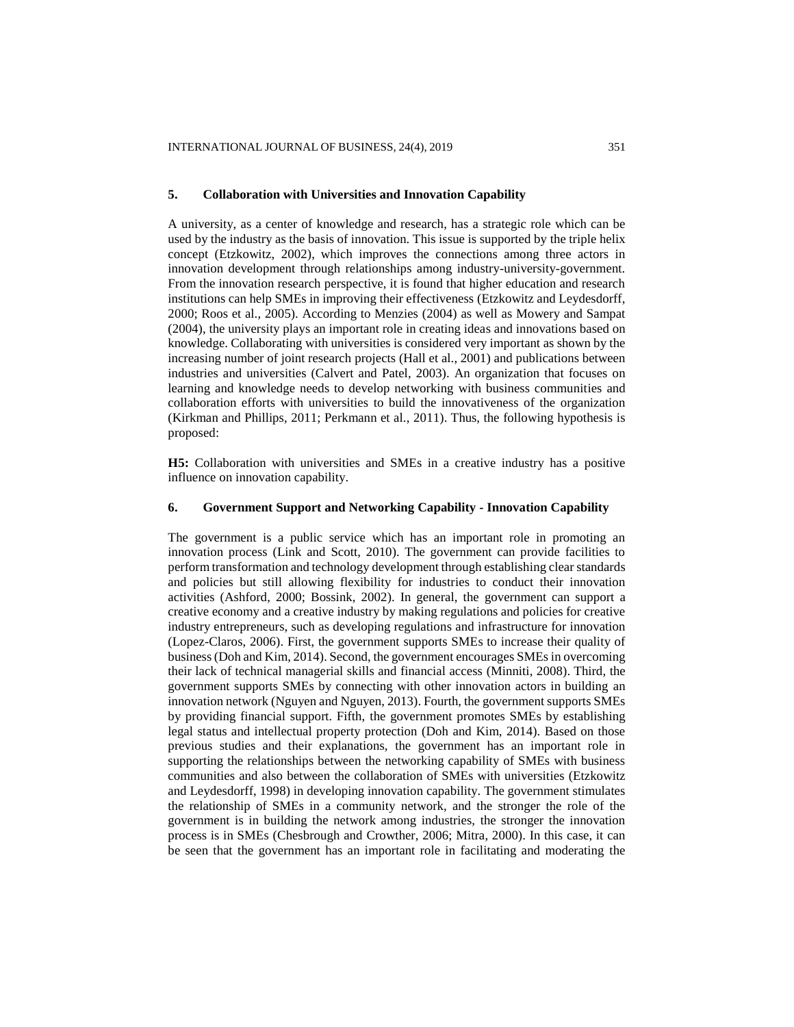## 5. Collaboration with Universities and Innovation Capability

A university, as a center of knowledge and research, has a strategic role which can be used by the industry as the basis of innovation. This issue is supported by the triple helix concept (Etzkowitz, 2002), which improves the connections among three actors in innovation development through relationships among industry-university-government. From the innovation research perspective, it is found that higher education and research institutions can help SMEs in improving their effectiveness (Etzkowitz and Leydesdorff, 2000; Roos et al., 2005). According to Menzies (2004) as well as Mowery and Sampat (2004), the university plays an important role in creating ideas and innovations based on knowledge. Collaborating with universities is considered very important as shown by the increasing number of joint research projects (Hall et al., 2001) and publications between industries and universities (Calvert and Patel, 2003). An organization that focuses on learning and knowledge needs to develop networking with business communities and collaboration efforts with universities to build the innovativeness of the organization (Kirkman and Phillips, 2011; Perkmann et al., 2011). Thus, the following hypothesis is proposed:

**H5:** Collaboration with universities and SMEs in a creative industry has a positive influence on innovation capability.

## 6. Government Support and Networking Capability - Innovation Capability

The government is a public service which has an important role in promoting an innovation process (Link and Scott, 2010). The government can provide facilities to perform transformation and technology development through establishing clear standards and policies but still allowing flexibility for industries to conduct their innovation activities (Ashford, 2000; Bossink, 2002). In general, the government can support a creative economy and a creative industry by making regulations and policies for creative industry entrepreneurs, such as developing regulations and infrastructure for innovation (Lopez-Claros, 2006). First, the government supports SMEs to increase their quality of business (Doh and Kim, 2014). Second, the government encourages SMEs in overcoming their lack of technical managerial skills and financial access (Minniti, 2008). Third, the government supports SMEs by connecting with other innovation actors in building an innovation network (Nguyen and Nguyen, 2013). Fourth, the government supports SMEs by providing financial support. Fifth, the government promotes SMEs by establishing legal status and intellectual property protection (Doh and Kim, 2014). Based on those previous studies and their explanations, the government has an important role in supporting the relationships between the networking capability of SMEs with business communities and also between the collaboration of SMEs with universities (Etzkowitz and Leydesdorff, 1998) in developing innovation capability. The government stimulates the relationship of SMEs in a community network, and the stronger the role of the government is in building the network among industries, the stronger the innovation process is in SMEs (Chesbrough and Crowther, 2006; Mitra, 2000). In this case, it can be seen that the government has an important role in facilitating and moderating the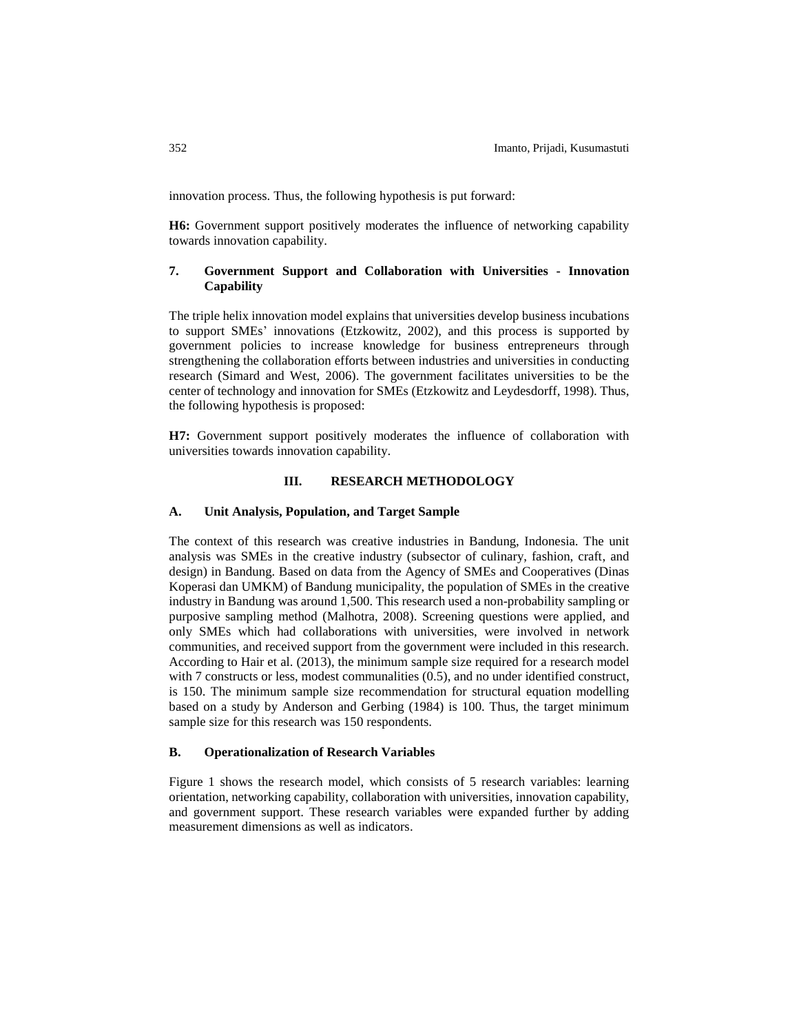innovation process. Thus, the following hypothesis is put forward:

**H6:** Government support positively moderates the influence of networking capability towards innovation capability.

### 7. Government Support and Collaboration with Universities - Innovation Capability

The triple helix innovation model explains that universities develop business incubations to support SMEs' innovations (Etzkowitz, 2002), and this process is supported by government policies to increase knowledge for business entrepreneurs through strengthening the collaboration efforts between industries and universities in conducting research (Simard and West, 2006). The government facilitates universities to be the center of technology and innovation for SMEs (Etzkowitz and Leydesdorff, 1998). Thus, the following hypothesis is proposed:

**H7:** Government support positively moderates the influence of collaboration with universities towards innovation capability.

## III. RESEARCH METHODOLOGY

### A. Unit Analysis, Population, and Target Sample

The context of this research was creative industries in Bandung, Indonesia. The unit analysis was SMEs in the creative industry (subsector of culinary, fashion, craft, and design) in Bandung. Based on data from the Agency of SMEs and Cooperatives (Dinas Koperasi dan UMKM) of Bandung municipality, the population of SMEs in the creative industry in Bandung was around 1,500. This research used a non-probability sampling or purposive sampling method (Malhotra, 2008). Screening questions were applied, and only SMEs which had collaborations with universities, were involved in network communities, and received support from the government were included in this research. According to Hair et al. (2013), the minimum sample size required for a research model with 7 constructs or less, modest communalities (0.5), and no under identified construct, is 150. The minimum sample size recommendation for structural equation modelling based on a study by Anderson and Gerbing (1984) is 100. Thus, the target minimum sample size for this research was 150 respondents.

### B. Operationalization of Research Variables

Figure 1 shows the research model, which consists of 5 research variables: learning orientation, networking capability, collaboration with universities, innovation capability, and government support. These research variables were expanded further by adding measurement dimensions as well as indicators.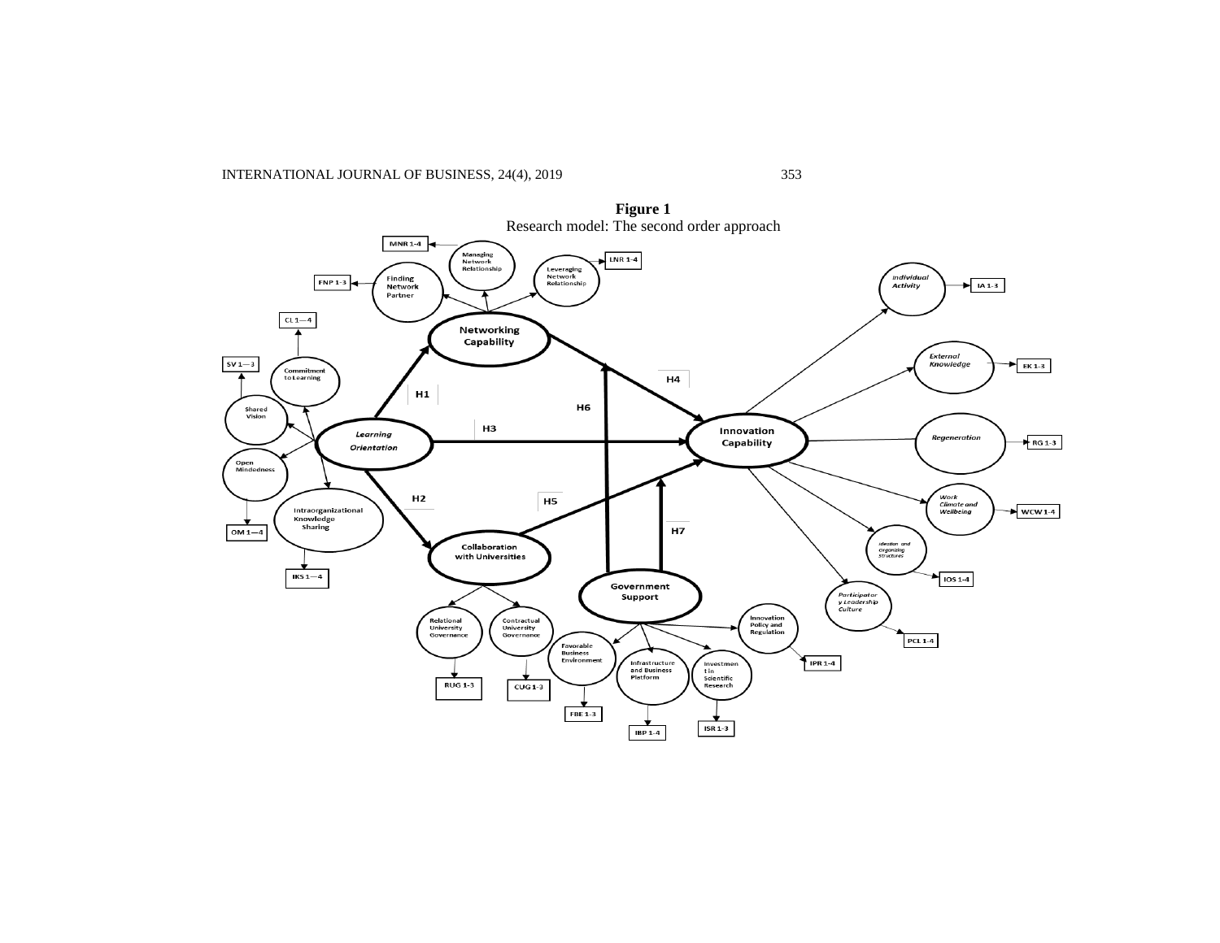**Figure 1**
Research model: The second order approach

MNR 1-4

Managing Network Relationship

LNR 1-4

Leveraging Network Relationship

FNP 1-3

Finding Network Partner

Individual Activity

IA 1-3

CL 1—4

Networking Capability

External Knowledge

EK 1-3

SV 1—3

Commitment to Learning

H4

H1

Shared Vision

H6

Learning Orientation

H3

Innovation Capability

Regeneration

RG 1-3

Open Mindedness

H2

H5

Work Climate and Wellbeing

WCW 1-4

Intraorganizational Knowledge Sharing

OM 1—4

H7

Collaboration with Universities

Ideation and Organizing Structures

IKS 1—4

IOS 1-4

Government Support

Participatory Leadership Culture

Relational University Governance

Contractual University Governance

Innovation Policy and Regulation

PCL 1-4

Favorable Business Environment

Infrastructure and Business Platform

Investment in Scientific Research

IPR 1-4

RUG 1-3

CUG 1-3

FBE 1-3

ISR 1-3

IBP 1-4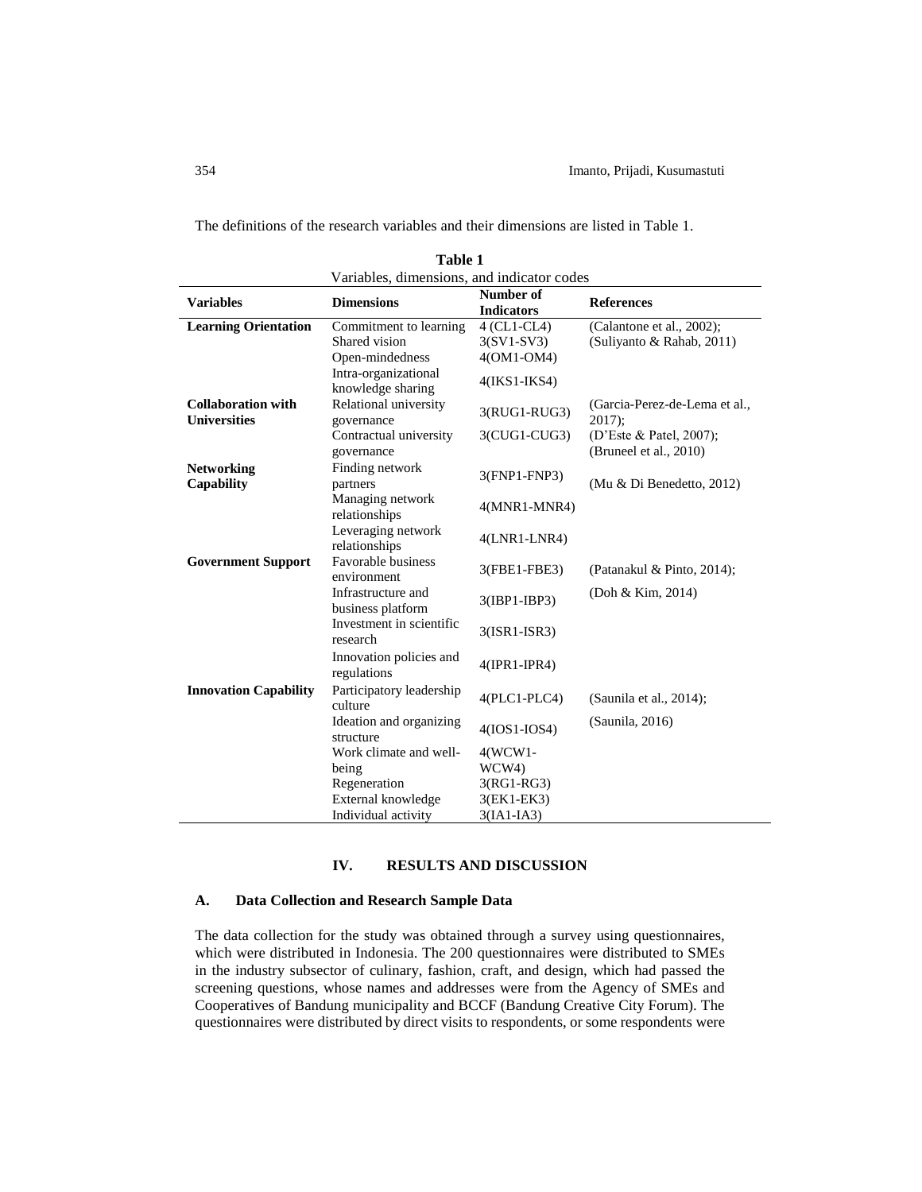The definitions of the research variables and their dimensions are listed in Table 1.

**Table 1**
Variables, dimensions, and indicator codes

| Variables | Dimensions | Number of Indicators | References |
|---|---|---|---|
| **Learning Orientation** | Commitment to learning | 4 (CL1-CL4) | (Calantone et al., 2002); |
| | Shared vision | 3(SV1-SV3) | (Suliyanto & Rahab, 2011) |
| | Open-mindedness | 4(OM1-OM4) | |
| | Intra-organizational knowledge sharing | 4(IKS1-IKS4) | |
| **Collaboration with Universities** | Relational university governance | 3(RUG1-RUG3) | (Garcia-Perez-de-Lema et al., 2017); |
| | Contractual university governance | 3(CUG1-CUG3) | (D'Este & Patel, 2007); (Bruneel et al., 2010) |
| **Networking Capability** | Finding network partners | 3(FNP1-FNP3) | (Mu & Di Benedetto, 2012) |
| | Managing network relationships | 4(MNR1-MNR4) | |
| | Leveraging network relationships | 4(LNR1-LNR4) | |
| **Government Support** | Favorable business environment | 3(FBE1-FBE3) | (Patanakul & Pinto, 2014); |
| | Infrastructure and business platform | 3(IBP1-IBP3) | (Doh & Kim, 2014) |
| | Investment in scientific research | 3(ISR1-ISR3) | |
| | Innovation policies and regulations | 4(IPR1-IPR4) | |
| **Innovation Capability** | Participatory leadership culture | 4(PLC1-PLC4) | (Saunila et al., 2014); |
| | Ideation and organizing structure | 4(IOS1-IOS4) | (Saunila, 2016) |
| | Work climate and well-being | 4(WCW1-WCW4) | |
| | Regeneration | 3(RG1-RG3) | |
| | External knowledge | 3(EK1-EK3) | |
| | Individual activity | 3(IA1-IA3) | |

## IV. RESULTS AND DISCUSSION

### A. Data Collection and Research Sample Data

The data collection for the study was obtained through a survey using questionnaires, which were distributed in Indonesia. The 200 questionnaires were distributed to SMEs in the industry subsector of culinary, fashion, craft, and design, which had passed the screening questions, whose names and addresses were from the Agency of SMEs and Cooperatives of Bandung municipality and BCCF (Bandung Creative City Forum). The questionnaires were distributed by direct visits to respondents, or some respondents were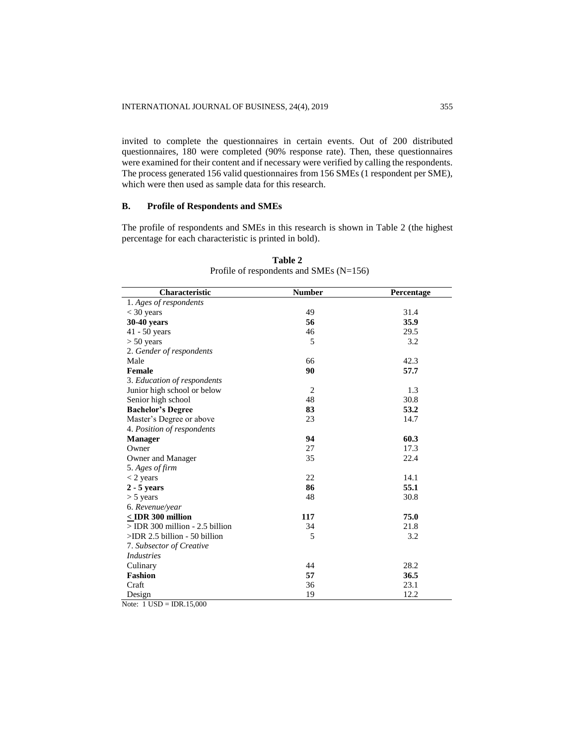invited to complete the questionnaires in certain events. Out of 200 distributed questionnaires, 180 were completed (90% response rate). Then, these questionnaires were examined for their content and if necessary were verified by calling the respondents. The process generated 156 valid questionnaires from 156 SMEs (1 respondent per SME), which were then used as sample data for this research.

## B. Profile of Respondents and SMEs

The profile of respondents and SMEs in this research is shown in Table 2 (the highest percentage for each characteristic is printed in bold).

**Table 2**
Profile of respondents and SMEs (N=156)

| Characteristic | Number | Percentage |
|---|---|---|
| 1. *Ages of respondents* | | |
| < 30 years | 49 | 31.4 |
| **30-40 years** | **56** | **35.9** |
| 41 - 50 years | 46 | 29.5 |
| > 50 years | 5 | 3.2 |
| 2. *Gender of respondents* | | |
| Male | 66 | 42.3 |
| **Female** | **90** | **57.7** |
| 3. *Education of respondents* | | |
| Junior high school or below | 2 | 1.3 |
| Senior high school | 48 | 30.8 |
| **Bachelor's Degree** | **83** | **53.2** |
| Master's Degree or above | 23 | 14.7 |
| 4. *Position of respondents* | | |
| **Manager** | **94** | **60.3** |
| Owner | 27 | 17.3 |
| Owner and Manager | 35 | 22.4 |
| 5. *Ages of firm* | | |
| < 2 years | 22 | 14.1 |
| **2 - 5 years** | **86** | **55.1** |
| > 5 years | 48 | 30.8 |
| 6. *Revenue/year* | | |
| **≤ IDR 300 million** | **117** | **75.0** |
| > IDR 300 million - 2.5 billion | 34 | 21.8 |
| >IDR 2.5 billion - 50 billion | 5 | 3.2 |
| 7. *Subsector of Creative Industries* | | |
| Culinary | 44 | 28.2 |
| **Fashion** | **57** | **36.5** |
| Craft | 36 | 23.1 |
| Design | 19 | 12.2 |

Note: 1 USD = IDR.15,000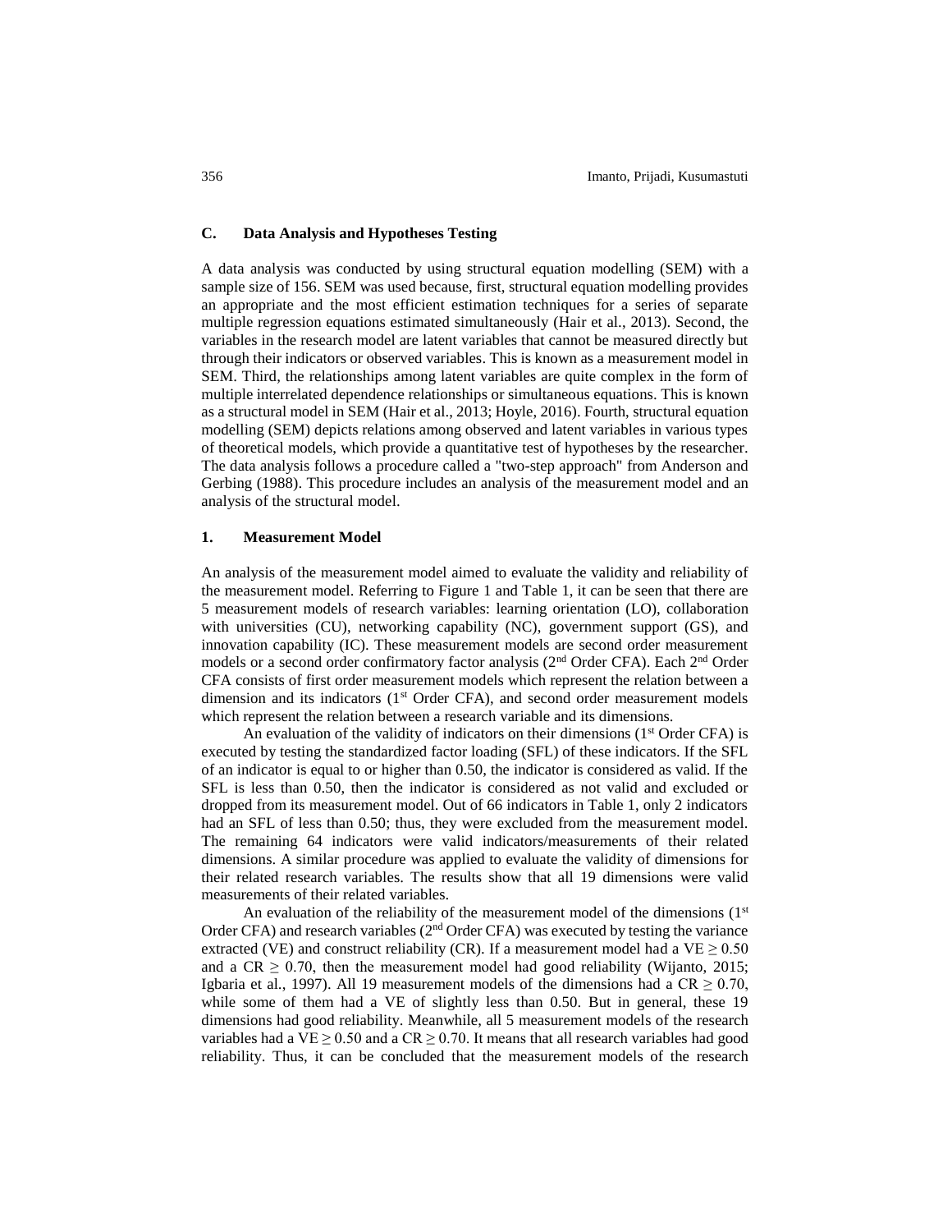### C. Data Analysis and Hypotheses Testing

A data analysis was conducted by using structural equation modelling (SEM) with a sample size of 156. SEM was used because, first, structural equation modelling provides an appropriate and the most efficient estimation techniques for a series of separate multiple regression equations estimated simultaneously (Hair et al., 2013). Second, the variables in the research model are latent variables that cannot be measured directly but through their indicators or observed variables. This is known as a measurement model in SEM. Third, the relationships among latent variables are quite complex in the form of multiple interrelated dependence relationships or simultaneous equations. This is known as a structural model in SEM (Hair et al., 2013; Hoyle, 2016). Fourth, structural equation modelling (SEM) depicts relations among observed and latent variables in various types of theoretical models, which provide a quantitative test of hypotheses by the researcher. The data analysis follows a procedure called a "two-step approach" from Anderson and Gerbing (1988). This procedure includes an analysis of the measurement model and an analysis of the structural model.

#### 1. Measurement Model

An analysis of the measurement model aimed to evaluate the validity and reliability of the measurement model. Referring to Figure 1 and Table 1, it can be seen that there are 5 measurement models of research variables: learning orientation (LO), collaboration with universities (CU), networking capability (NC), government support (GS), and innovation capability (IC). These measurement models are second order measurement models or a second order confirmatory factor analysis (2nd Order CFA). Each 2nd Order CFA consists of first order measurement models which represent the relation between a dimension and its indicators (1st Order CFA), and second order measurement models which represent the relation between a research variable and its dimensions.

An evaluation of the validity of indicators on their dimensions (1st Order CFA) is executed by testing the standardized factor loading (SFL) of these indicators. If the SFL of an indicator is equal to or higher than 0.50, the indicator is considered as valid. If the SFL is less than 0.50, then the indicator is considered as not valid and excluded or dropped from its measurement model. Out of 66 indicators in Table 1, only 2 indicators had an SFL of less than 0.50; thus, they were excluded from the measurement model. The remaining 64 indicators were valid indicators/measurements of their related dimensions. A similar procedure was applied to evaluate the validity of dimensions for their related research variables. The results show that all 19 dimensions were valid measurements of their related variables.

An evaluation of the reliability of the measurement model of the dimensions (1st Order CFA) and research variables (2nd Order CFA) was executed by testing the variance extracted (VE) and construct reliability (CR). If a measurement model had a $VE \geq 0.50$ and a $CR \geq 0.70$, then the measurement model had good reliability (Wijanto, 2015; Igbaria et al., 1997). All 19 measurement models of the dimensions had a $CR \geq 0.70$, while some of them had a VE of slightly less than 0.50. But in general, these 19 dimensions had good reliability. Meanwhile, all 5 measurement models of the research variables had a $VE \geq 0.50$ and a $CR \geq 0.70$. It means that all research variables had good reliability. Thus, it can be concluded that the measurement models of the research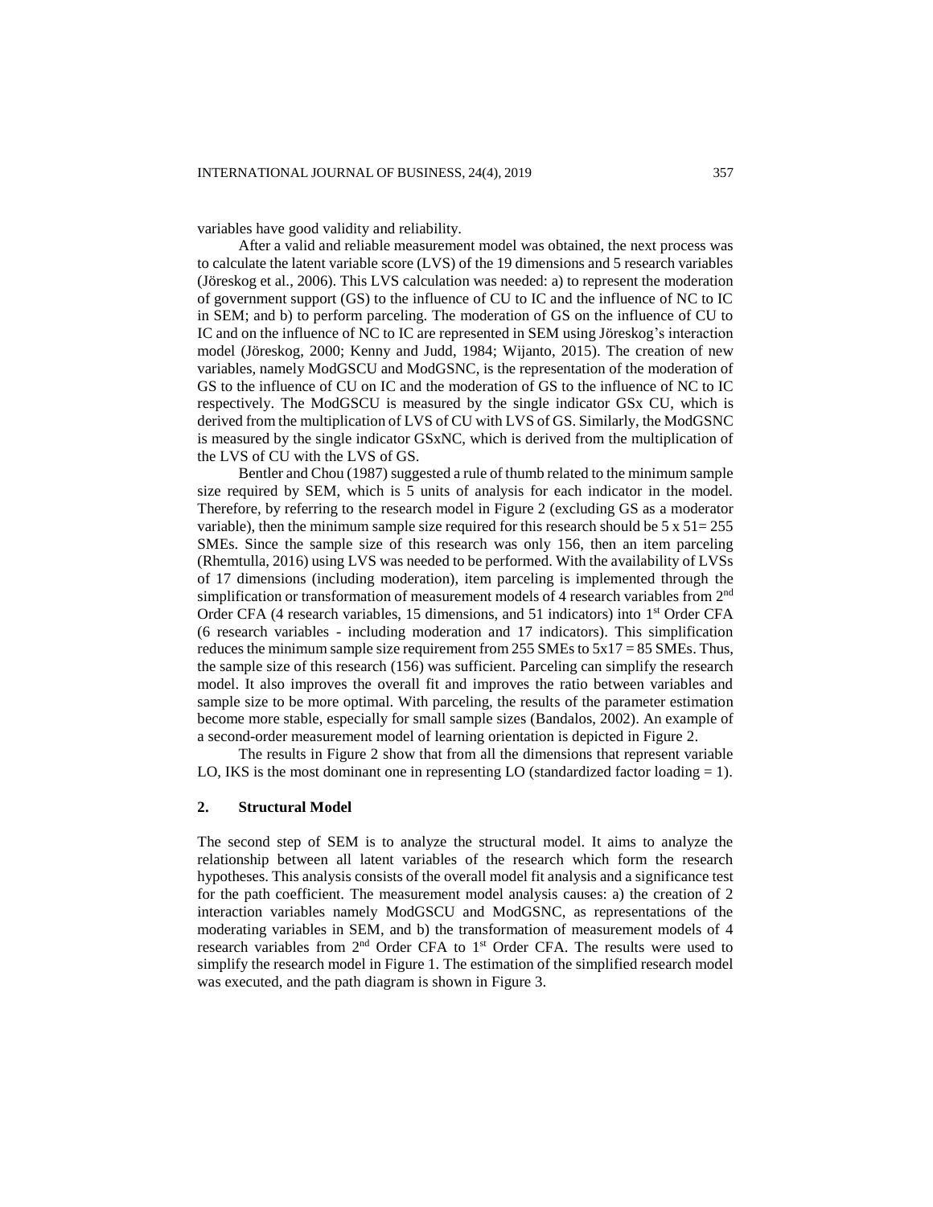variables have good validity and reliability.

After a valid and reliable measurement model was obtained, the next process was to calculate the latent variable score (LVS) of the 19 dimensions and 5 research variables (Jöreskog et al., 2006). This LVS calculation was needed: a) to represent the moderation of government support (GS) to the influence of CU to IC and the influence of NC to IC in SEM; and b) to perform parceling. The moderation of GS on the influence of CU to IC and on the influence of NC to IC are represented in SEM using Jöreskog's interaction model (Jöreskog, 2000; Kenny and Judd, 1984; Wijanto, 2015). The creation of new variables, namely ModGSCU and ModGSNC, is the representation of the moderation of GS to the influence of CU on IC and the moderation of GS to the influence of NC to IC respectively. The ModGSCU is measured by the single indicator GSx CU, which is derived from the multiplication of LVS of CU with LVS of GS. Similarly, the ModGSNC is measured by the single indicator GSxNC, which is derived from the multiplication of the LVS of CU with the LVS of GS.

Bentler and Chou (1987) suggested a rule of thumb related to the minimum sample size required by SEM, which is 5 units of analysis for each indicator in the model. Therefore, by referring to the research model in Figure 2 (excluding GS as a moderator variable), then the minimum sample size required for this research should be 5 x 51= 255 SMEs. Since the sample size of this research was only 156, then an item parceling (Rhemtulla, 2016) using LVS was needed to be performed. With the availability of LVSs of 17 dimensions (including moderation), item parceling is implemented through the simplification or transformation of measurement models of 4 research variables from 2nd Order CFA (4 research variables, 15 dimensions, and 51 indicators) into 1st Order CFA (6 research variables - including moderation and 17 indicators). This simplification reduces the minimum sample size requirement from 255 SMEs to 5x17 = 85 SMEs. Thus, the sample size of this research (156) was sufficient. Parceling can simplify the research model. It also improves the overall fit and improves the ratio between variables and sample size to be more optimal. With parceling, the results of the parameter estimation become more stable, especially for small sample sizes (Bandalos, 2002). An example of a second-order measurement model of learning orientation is depicted in Figure 2.

The results in Figure 2 show that from all the dimensions that represent variable LO, IKS is the most dominant one in representing LO (standardized factor loading = 1).

## 2. Structural Model

The second step of SEM is to analyze the structural model. It aims to analyze the relationship between all latent variables of the research which form the research hypotheses. This analysis consists of the overall model fit analysis and a significance test for the path coefficient. The measurement model analysis causes: a) the creation of 2 interaction variables namely ModGSCU and ModGSNC, as representations of the moderating variables in SEM, and b) the transformation of measurement models of 4 research variables from 2nd Order CFA to 1st Order CFA. The results were used to simplify the research model in Figure 1. The estimation of the simplified research model was executed, and the path diagram is shown in Figure 3.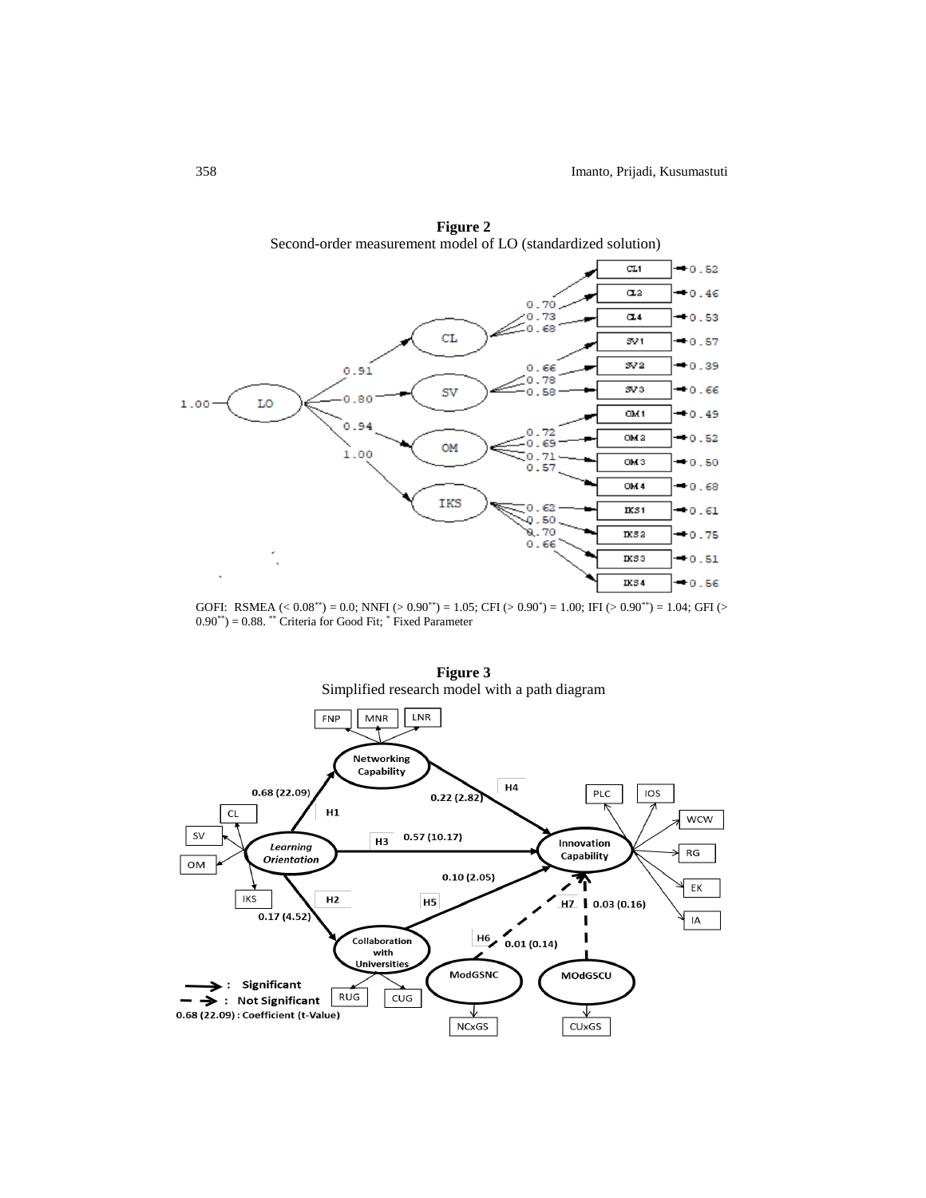**Figure 2**
Second-order measurement model of LO (standardized solution)

GOFI: RSMEA ($< 0.08^{**}$) = 0.0; NNFI ($> 0.90^{**}$) = 1.05; CFI ($> 0.90^{*}$) = 1.00; IFI ($> 0.90^{**}$) = 1.04; GFI ($> 0.90^{**}$) = 0.88. $^{**}$ Criteria for Good Fit; $^{*}$ Fixed Parameter

**Figure 3**
Simplified research model with a path diagram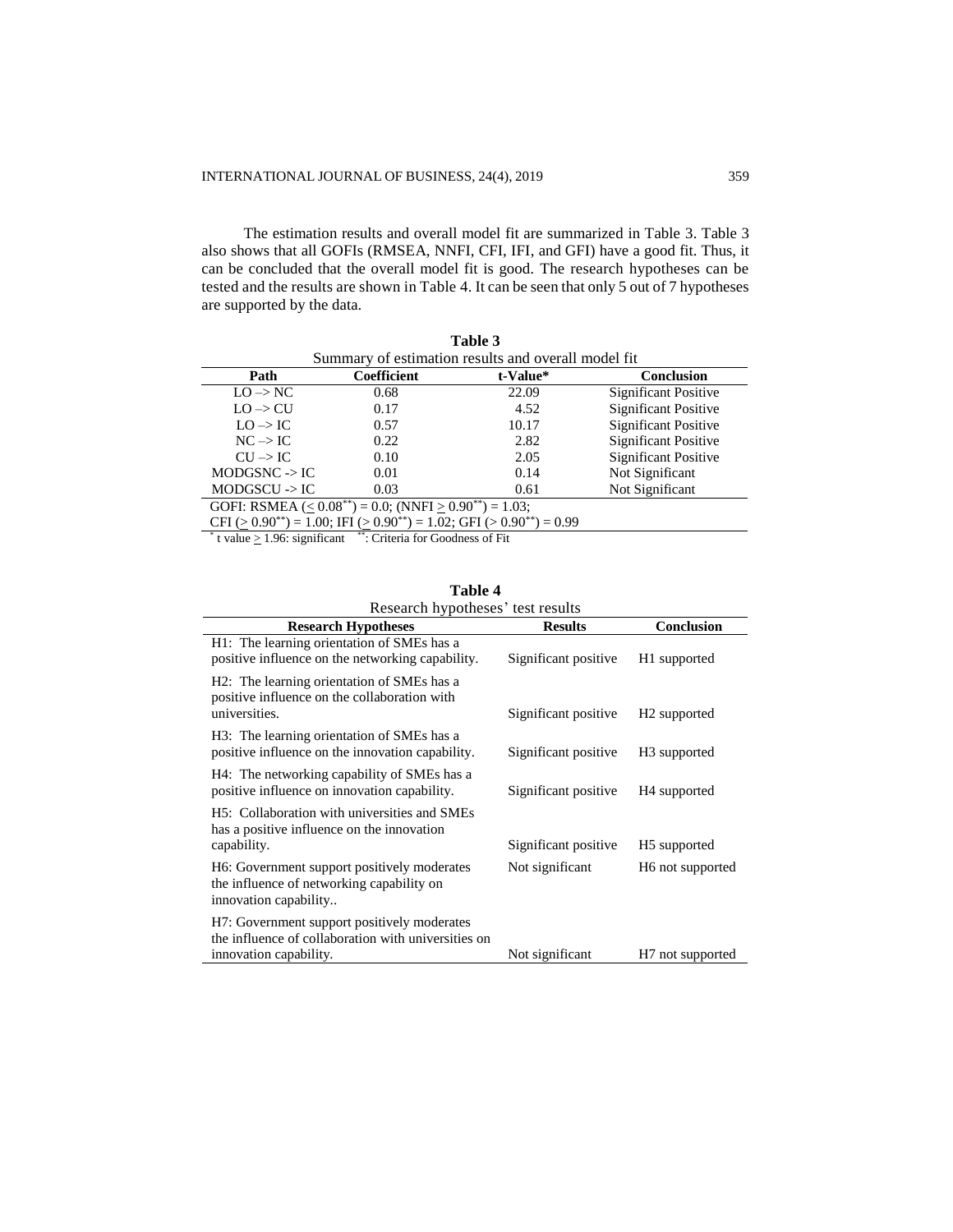The estimation results and overall model fit are summarized in Table 3. Table 3 also shows that all GOFIs (RMSEA, NNFI, CFI, IFI, and GFI) have a good fit. Thus, it can be concluded that the overall model fit is good. The research hypotheses can be tested and the results are shown in Table 4. It can be seen that only 5 out of 7 hypotheses are supported by the data.

**Table 3**
Summary of estimation results and overall model fit

| Path | Coefficient | t-Value* | Conclusion |
|---|---|---|---|
| LO –> NC | 0.68 | 22.09 | Significant Positive |
| LO –> CU | 0.17 | 4.52 | Significant Positive |
| LO –> IC | 0.57 | 10.17 | Significant Positive |
| NC –> IC | 0.22 | 2.82 | Significant Positive |
| CU –> IC | 0.10 | 2.05 | Significant Positive |
| MODGSNC -> IC | 0.01 | 0.14 | Not Significant |
| MODGSCU -> IC | 0.03 | 0.61 | Not Significant |
| GOFI: RSMEA ($\leq 0.08^{**}$) = 0.0; (NNFI $\geq 0.90^{**}$) = 1.03; CFI ($\geq 0.90^{**}$) = 1.00; IFI ($\geq 0.90^{**}$) = 1.02; GFI ($> 0.90^{**}$) = 0.99 | | | |

\* t value $\geq$ 1.96: significant ** : Criteria for Goodness of Fit

**Table 4**
Research hypotheses' test results

| Research Hypotheses | Results | Conclusion |
|---|---|---|
| H1: The learning orientation of SMEs has a positive influence on the networking capability. | Significant positive | H1 supported |
| H2: The learning orientation of SMEs has a positive influence on the collaboration with universities. | Significant positive | H2 supported |
| H3: The learning orientation of SMEs has a positive influence on the innovation capability. | Significant positive | H3 supported |
| H4: The networking capability of SMEs has a positive influence on innovation capability. | Significant positive | H4 supported |
| H5: Collaboration with universities and SMEs has a positive influence on the innovation capability. | Significant positive | H5 supported |
| H6: Government support positively moderates the influence of networking capability on innovation capability.. | Not significant | H6 not supported |
| H7: Government support positively moderates the influence of collaboration with universities on innovation capability. | Not significant | H7 not supported |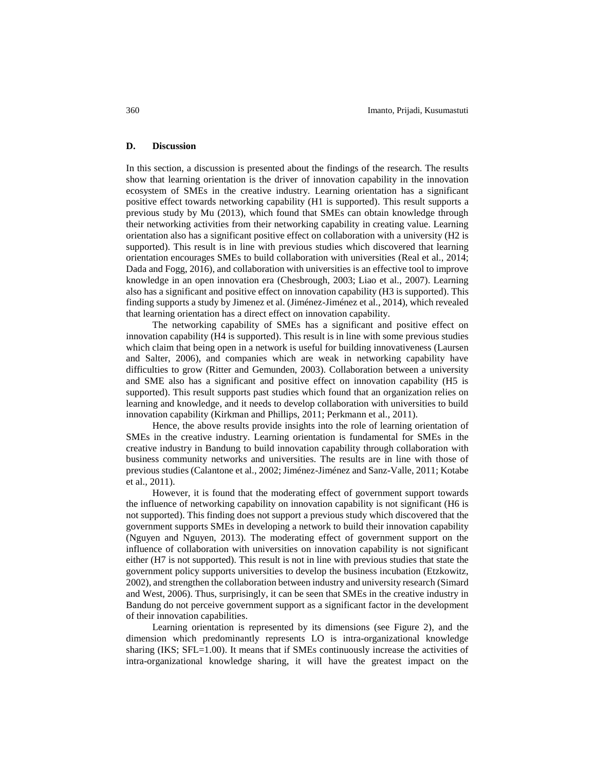## D. Discussion

In this section, a discussion is presented about the findings of the research. The results show that learning orientation is the driver of innovation capability in the innovation ecosystem of SMEs in the creative industry. Learning orientation has a significant positive effect towards networking capability (H1 is supported). This result supports a previous study by Mu (2013), which found that SMEs can obtain knowledge through their networking activities from their networking capability in creating value. Learning orientation also has a significant positive effect on collaboration with a university (H2 is supported). This result is in line with previous studies which discovered that learning orientation encourages SMEs to build collaboration with universities (Real et al., 2014; Dada and Fogg, 2016), and collaboration with universities is an effective tool to improve knowledge in an open innovation era (Chesbrough, 2003; Liao et al., 2007). Learning also has a significant and positive effect on innovation capability (H3 is supported). This finding supports a study by Jimenez et al. (Jiménez-Jiménez et al., 2014), which revealed that learning orientation has a direct effect on innovation capability.

The networking capability of SMEs has a significant and positive effect on innovation capability (H4 is supported). This result is in line with some previous studies which claim that being open in a network is useful for building innovativeness (Laursen and Salter, 2006), and companies which are weak in networking capability have difficulties to grow (Ritter and Gemunden, 2003). Collaboration between a university and SME also has a significant and positive effect on innovation capability (H5 is supported). This result supports past studies which found that an organization relies on learning and knowledge, and it needs to develop collaboration with universities to build innovation capability (Kirkman and Phillips, 2011; Perkmann et al., 2011).

Hence, the above results provide insights into the role of learning orientation of SMEs in the creative industry. Learning orientation is fundamental for SMEs in the creative industry in Bandung to build innovation capability through collaboration with business community networks and universities. The results are in line with those of previous studies (Calantone et al., 2002; Jiménez-Jiménez and Sanz-Valle, 2011; Kotabe et al., 2011).

However, it is found that the moderating effect of government support towards the influence of networking capability on innovation capability is not significant (H6 is not supported). This finding does not support a previous study which discovered that the government supports SMEs in developing a network to build their innovation capability (Nguyen and Nguyen, 2013). The moderating effect of government support on the influence of collaboration with universities on innovation capability is not significant either (H7 is not supported). This result is not in line with previous studies that state the government policy supports universities to develop the business incubation (Etzkowitz, 2002), and strengthen the collaboration between industry and university research (Simard and West, 2006). Thus, surprisingly, it can be seen that SMEs in the creative industry in Bandung do not perceive government support as a significant factor in the development of their innovation capabilities.

Learning orientation is represented by its dimensions (see Figure 2), and the dimension which predominantly represents LO is intra-organizational knowledge sharing (IKS; SFL=1.00). It means that if SMEs continuously increase the activities of intra-organizational knowledge sharing, it will have the greatest impact on the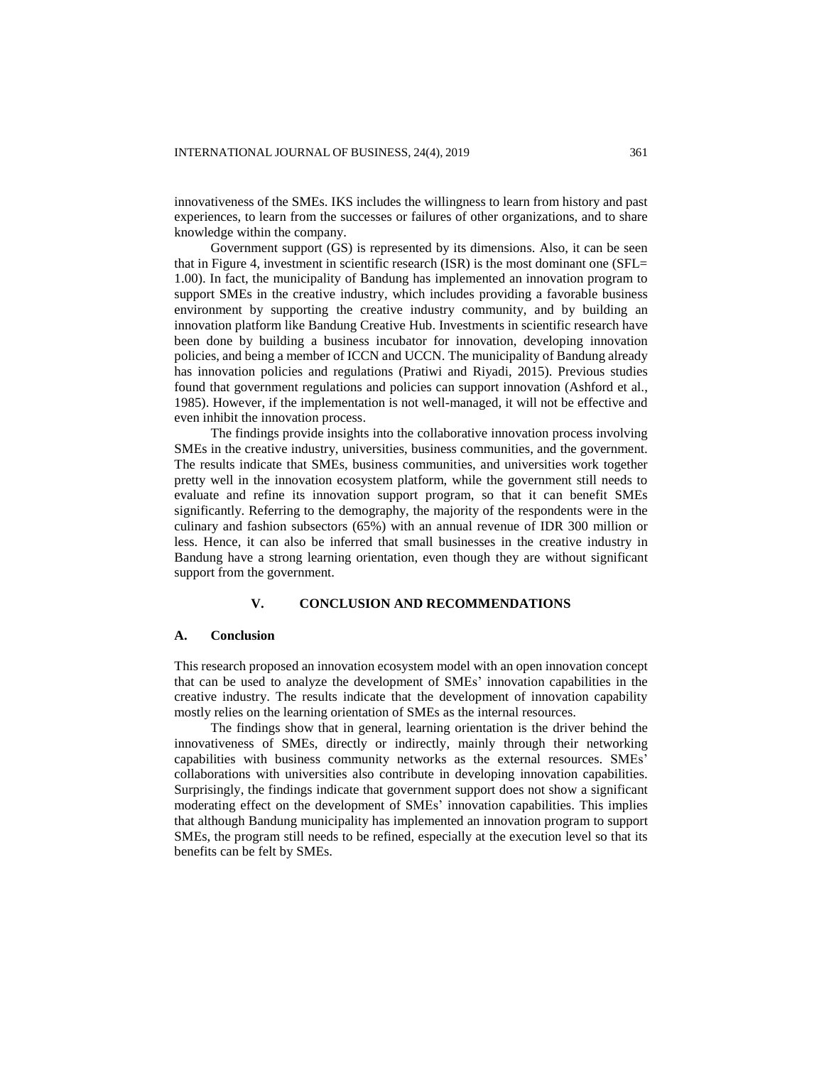innovativeness of the SMEs. IKS includes the willingness to learn from history and past experiences, to learn from the successes or failures of other organizations, and to share knowledge within the company.

Government support (GS) is represented by its dimensions. Also, it can be seen that in Figure 4, investment in scientific research (ISR) is the most dominant one (SFL= 1.00). In fact, the municipality of Bandung has implemented an innovation program to support SMEs in the creative industry, which includes providing a favorable business environment by supporting the creative industry community, and by building an innovation platform like Bandung Creative Hub. Investments in scientific research have been done by building a business incubator for innovation, developing innovation policies, and being a member of ICCN and UCCN. The municipality of Bandung already has innovation policies and regulations (Pratiwi and Riyadi, 2015). Previous studies found that government regulations and policies can support innovation (Ashford et al., 1985). However, if the implementation is not well-managed, it will not be effective and even inhibit the innovation process.

The findings provide insights into the collaborative innovation process involving SMEs in the creative industry, universities, business communities, and the government. The results indicate that SMEs, business communities, and universities work together pretty well in the innovation ecosystem platform, while the government still needs to evaluate and refine its innovation support program, so that it can benefit SMEs significantly. Referring to the demography, the majority of the respondents were in the culinary and fashion subsectors (65%) with an annual revenue of IDR 300 million or less. Hence, it can also be inferred that small businesses in the creative industry in Bandung have a strong learning orientation, even though they are without significant support from the government.

## V. CONCLUSION AND RECOMMENDATIONS

### A. Conclusion

This research proposed an innovation ecosystem model with an open innovation concept that can be used to analyze the development of SMEs' innovation capabilities in the creative industry. The results indicate that the development of innovation capability mostly relies on the learning orientation of SMEs as the internal resources.

The findings show that in general, learning orientation is the driver behind the innovativeness of SMEs, directly or indirectly, mainly through their networking capabilities with business community networks as the external resources. SMEs' collaborations with universities also contribute in developing innovation capabilities. Surprisingly, the findings indicate that government support does not show a significant moderating effect on the development of SMEs' innovation capabilities. This implies that although Bandung municipality has implemented an innovation program to support SMEs, the program still needs to be refined, especially at the execution level so that its benefits can be felt by SMEs.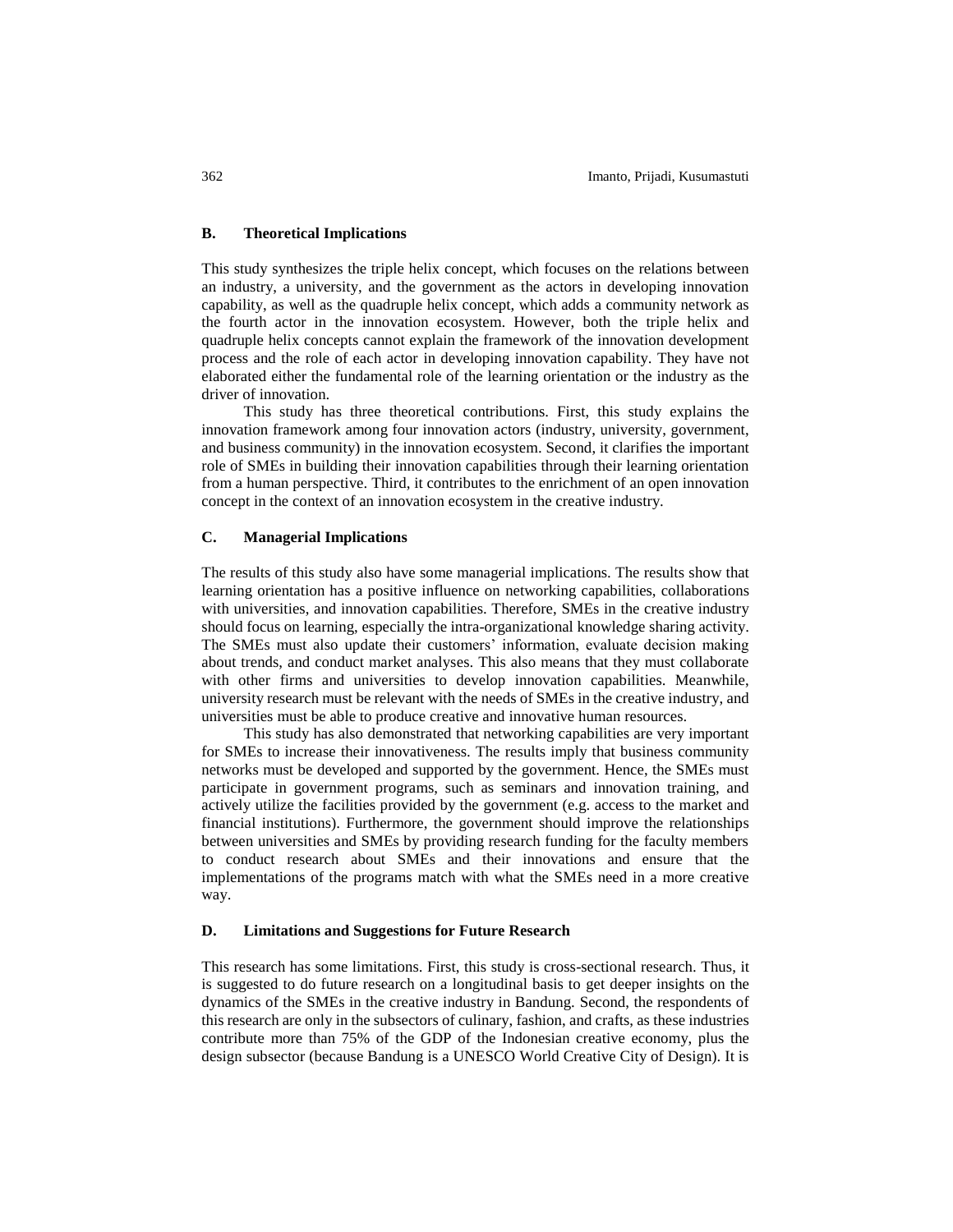## B. Theoretical Implications

This study synthesizes the triple helix concept, which focuses on the relations between an industry, a university, and the government as the actors in developing innovation capability, as well as the quadruple helix concept, which adds a community network as the fourth actor in the innovation ecosystem. However, both the triple helix and quadruple helix concepts cannot explain the framework of the innovation development process and the role of each actor in developing innovation capability. They have not elaborated either the fundamental role of the learning orientation or the industry as the driver of innovation.

This study has three theoretical contributions. First, this study explains the innovation framework among four innovation actors (industry, university, government, and business community) in the innovation ecosystem. Second, it clarifies the important role of SMEs in building their innovation capabilities through their learning orientation from a human perspective. Third, it contributes to the enrichment of an open innovation concept in the context of an innovation ecosystem in the creative industry.

## C. Managerial Implications

The results of this study also have some managerial implications. The results show that learning orientation has a positive influence on networking capabilities, collaborations with universities, and innovation capabilities. Therefore, SMEs in the creative industry should focus on learning, especially the intra-organizational knowledge sharing activity. The SMEs must also update their customers' information, evaluate decision making about trends, and conduct market analyses. This also means that they must collaborate with other firms and universities to develop innovation capabilities. Meanwhile, university research must be relevant with the needs of SMEs in the creative industry, and universities must be able to produce creative and innovative human resources.

This study has also demonstrated that networking capabilities are very important for SMEs to increase their innovativeness. The results imply that business community networks must be developed and supported by the government. Hence, the SMEs must participate in government programs, such as seminars and innovation training, and actively utilize the facilities provided by the government (e.g. access to the market and financial institutions). Furthermore, the government should improve the relationships between universities and SMEs by providing research funding for the faculty members to conduct research about SMEs and their innovations and ensure that the implementations of the programs match with what the SMEs need in a more creative way.

## D. Limitations and Suggestions for Future Research

This research has some limitations. First, this study is cross-sectional research. Thus, it is suggested to do future research on a longitudinal basis to get deeper insights on the dynamics of the SMEs in the creative industry in Bandung. Second, the respondents of this research are only in the subsectors of culinary, fashion, and crafts, as these industries contribute more than 75% of the GDP of the Indonesian creative economy, plus the design subsector (because Bandung is a UNESCO World Creative City of Design). It is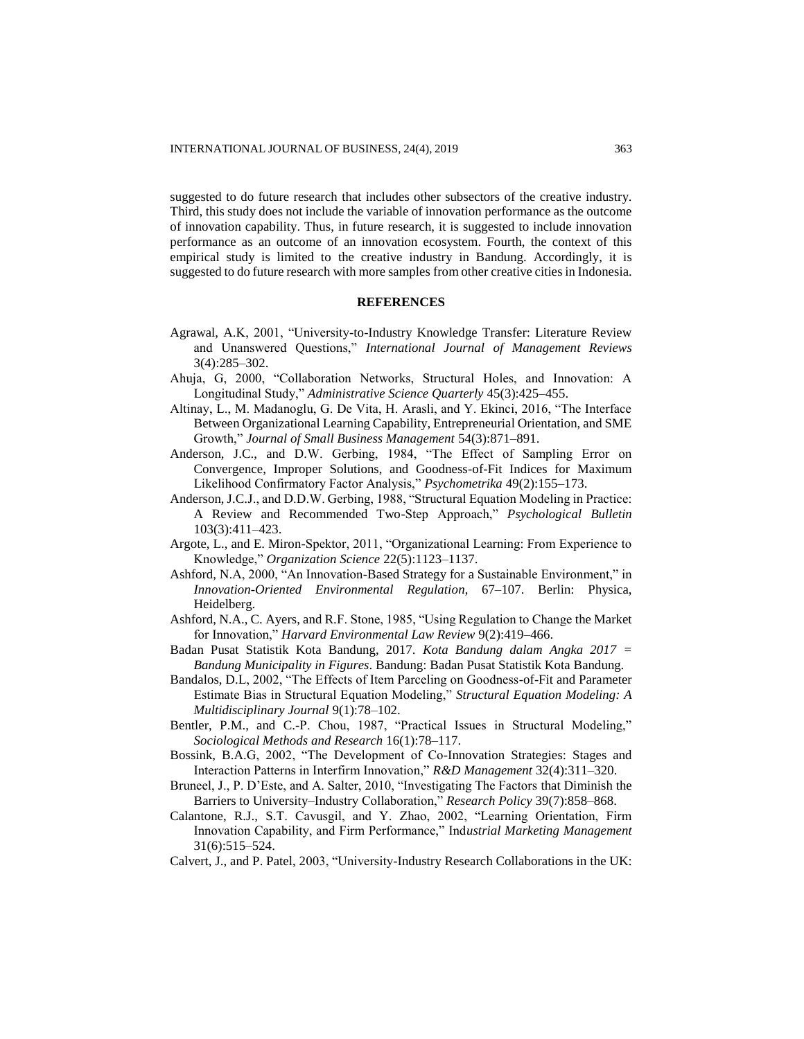suggested to do future research that includes other subsectors of the creative industry. Third, this study does not include the variable of innovation performance as the outcome of innovation capability. Thus, in future research, it is suggested to include innovation performance as an outcome of an innovation ecosystem. Fourth, the context of this empirical study is limited to the creative industry in Bandung. Accordingly, it is suggested to do future research with more samples from other creative cities in Indonesia.

## REFERENCES

Agrawal, A.K, 2001, "University-to-Industry Knowledge Transfer: Literature Review and Unanswered Questions," *International Journal of Management Reviews* 3(4):285–302.

Ahuja, G, 2000, "Collaboration Networks, Structural Holes, and Innovation: A Longitudinal Study," *Administrative Science Quarterly* 45(3):425–455.

Altinay, L., M. Madanoglu, G. De Vita, H. Arasli, and Y. Ekinci, 2016, "The Interface Between Organizational Learning Capability, Entrepreneurial Orientation, and SME Growth," *Journal of Small Business Management* 54(3):871–891.

Anderson, J.C., and D.W. Gerbing, 1984, "The Effect of Sampling Error on Convergence, Improper Solutions, and Goodness-of-Fit Indices for Maximum Likelihood Confirmatory Factor Analysis," *Psychometrika* 49(2):155–173.

Anderson, J.C.J., and D.D.W. Gerbing, 1988, "Structural Equation Modeling in Practice: A Review and Recommended Two-Step Approach," *Psychological Bulletin* 103(3):411–423.

Argote, L., and E. Miron-Spektor, 2011, "Organizational Learning: From Experience to Knowledge," *Organization Science* 22(5):1123–1137.

Ashford, N.A, 2000, "An Innovation-Based Strategy for a Sustainable Environment," in *Innovation-Oriented Environmental Regulation*, 67–107. Berlin: Physica, Heidelberg.

Ashford, N.A., C. Ayers, and R.F. Stone, 1985, "Using Regulation to Change the Market for Innovation," *Harvard Environmental Law Review* 9(2):419–466.

Badan Pusat Statistik Kota Bandung, 2017. *Kota Bandung dalam Angka 2017 = Bandung Municipality in Figures*. Bandung: Badan Pusat Statistik Kota Bandung.

Bandalos, D.L, 2002, "The Effects of Item Parceling on Goodness-of-Fit and Parameter Estimate Bias in Structural Equation Modeling," *Structural Equation Modeling: A Multidisciplinary Journal* 9(1):78–102.

Bentler, P.M., and C.-P. Chou, 1987, "Practical Issues in Structural Modeling," *Sociological Methods and Research* 16(1):78–117.

Bossink, B.A.G, 2002, "The Development of Co-Innovation Strategies: Stages and Interaction Patterns in Interfirm Innovation," *R&D Management* 32(4):311–320.

Bruneel, J., P. D'Este, and A. Salter, 2010, "Investigating The Factors that Diminish the Barriers to University–Industry Collaboration," *Research Policy* 39(7):858–868.

Calantone, R.J., S.T. Cavusgil, and Y. Zhao, 2002, "Learning Orientation, Firm Innovation Capability, and Firm Performance," *Industrial Marketing Management* 31(6):515–524.

Calvert, J., and P. Patel, 2003, "University-Industry Research Collaborations in the UK: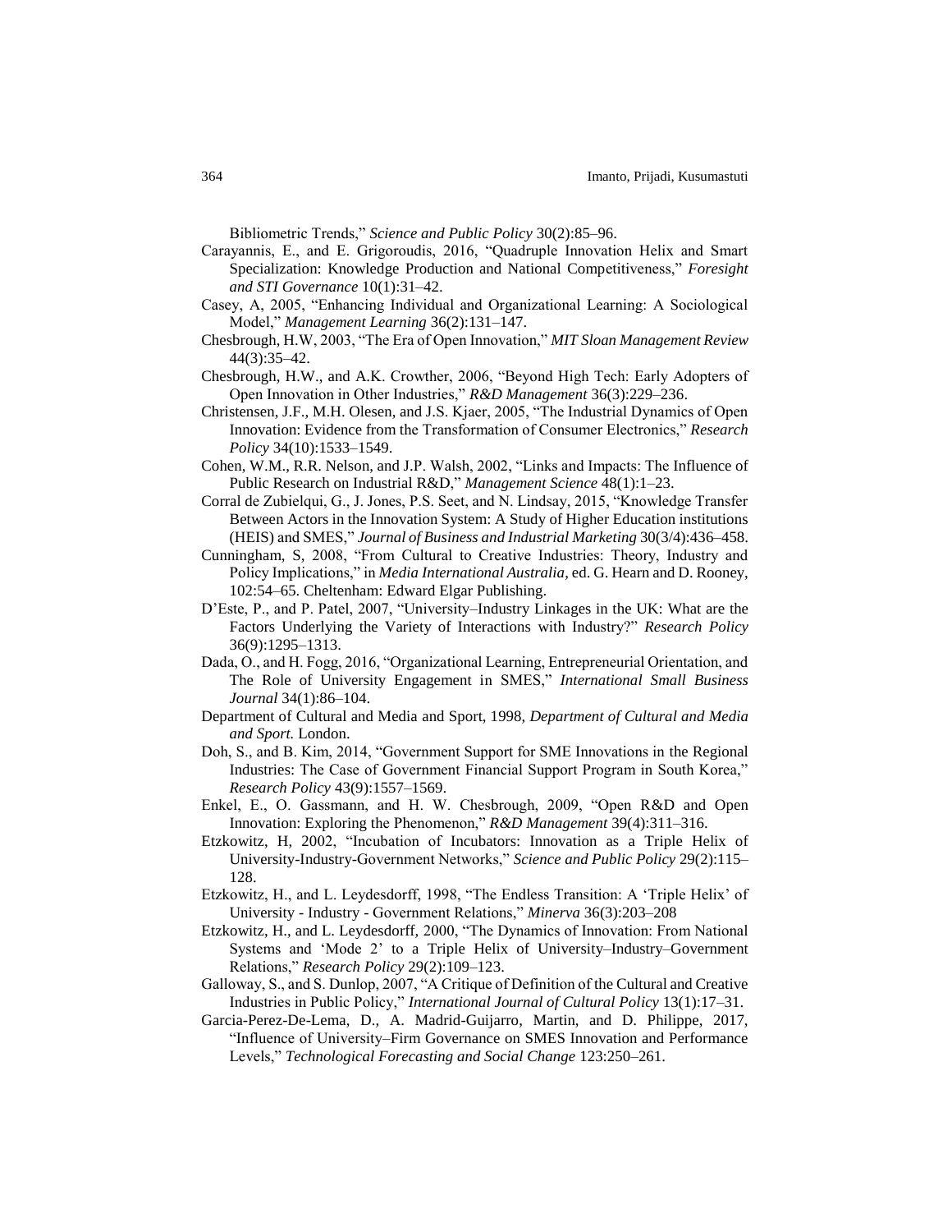Bibliometric Trends," *Science and Public Policy* 30(2):85–96.

Carayannis, E., and E. Grigoroudis, 2016, "Quadruple Innovation Helix and Smart Specialization: Knowledge Production and National Competitiveness," *Foresight and STI Governance* 10(1):31–42.

Casey, A, 2005, "Enhancing Individual and Organizational Learning: A Sociological Model," *Management Learning* 36(2):131–147.

Chesbrough, H.W, 2003, "The Era of Open Innovation," *MIT Sloan Management Review* 44(3):35–42.

Chesbrough, H.W., and A.K. Crowther, 2006, "Beyond High Tech: Early Adopters of Open Innovation in Other Industries," *R&D Management* 36(3):229–236.

Christensen, J.F., M.H. Olesen, and J.S. Kjaer, 2005, "The Industrial Dynamics of Open Innovation: Evidence from the Transformation of Consumer Electronics," *Research Policy* 34(10):1533–1549.

Cohen, W.M., R.R. Nelson, and J.P. Walsh, 2002, "Links and Impacts: The Influence of Public Research on Industrial R&D," *Management Science* 48(1):1–23.

Corral de Zubielqui, G., J. Jones, P.S. Seet, and N. Lindsay, 2015, "Knowledge Transfer Between Actors in the Innovation System: A Study of Higher Education institutions (HEIS) and SMES," *Journal of Business and Industrial Marketing* 30(3/4):436–458.

Cunningham, S, 2008, "From Cultural to Creative Industries: Theory, Industry and Policy Implications," in *Media International Australia*, ed. G. Hearn and D. Rooney, 102:54–65. Cheltenham: Edward Elgar Publishing.

D'Este, P., and P. Patel, 2007, "University–Industry Linkages in the UK: What are the Factors Underlying the Variety of Interactions with Industry?" *Research Policy* 36(9):1295–1313.

Dada, O., and H. Fogg, 2016, "Organizational Learning, Entrepreneurial Orientation, and The Role of University Engagement in SMES," *International Small Business Journal* 34(1):86–104.

Department of Cultural and Media and Sport, 1998, *Department of Cultural and Media and Sport.* London.

Doh, S., and B. Kim, 2014, "Government Support for SME Innovations in the Regional Industries: The Case of Government Financial Support Program in South Korea," *Research Policy* 43(9):1557–1569.

Enkel, E., O. Gassmann, and H. W. Chesbrough, 2009, "Open R&D and Open Innovation: Exploring the Phenomenon," *R&D Management* 39(4):311–316.

Etzkowitz, H, 2002, "Incubation of Incubators: Innovation as a Triple Helix of University-Industry-Government Networks," *Science and Public Policy* 29(2):115–128.

Etzkowitz, H., and L. Leydesdorff, 1998, "The Endless Transition: A 'Triple Helix' of University - Industry - Government Relations," *Minerva* 36(3):203–208

Etzkowitz, H., and L. Leydesdorff, 2000, "The Dynamics of Innovation: From National Systems and 'Mode 2' to a Triple Helix of University–Industry–Government Relations," *Research Policy* 29(2):109–123.

Galloway, S., and S. Dunlop, 2007, "A Critique of Definition of the Cultural and Creative Industries in Public Policy," *International Journal of Cultural Policy* 13(1):17–31.

Garcia-Perez-De-Lema, D., A. Madrid-Guijarro, Martin, and D. Philippe, 2017, "Influence of University–Firm Governance on SMES Innovation and Performance Levels," *Technological Forecasting and Social Change* 123:250–261.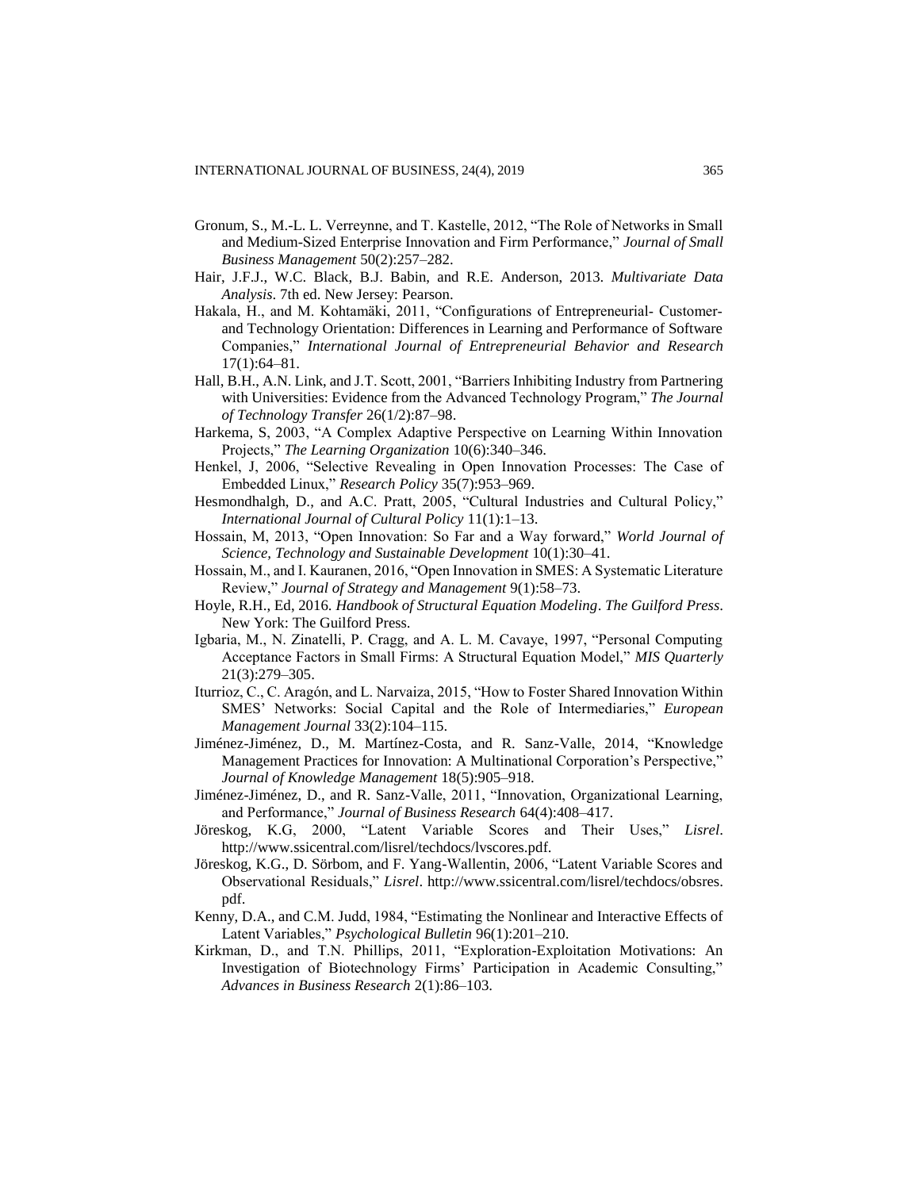Gronum, S., M.-L. L. Verreynne, and T. Kastelle, 2012, "The Role of Networks in Small and Medium-Sized Enterprise Innovation and Firm Performance," *Journal of Small Business Management* 50(2):257–282.

Hair, J.F.J., W.C. Black, B.J. Babin, and R.E. Anderson, 2013. *Multivariate Data Analysis*. 7th ed. New Jersey: Pearson.

Hakala, H., and M. Kohtamäki, 2011, "Configurations of Entrepreneurial- Customer- and Technology Orientation: Differences in Learning and Performance of Software Companies," *International Journal of Entrepreneurial Behavior and Research* 17(1):64–81.

Hall, B.H., A.N. Link, and J.T. Scott, 2001, "Barriers Inhibiting Industry from Partnering with Universities: Evidence from the Advanced Technology Program," *The Journal of Technology Transfer* 26(1/2):87–98.

Harkema, S, 2003, "A Complex Adaptive Perspective on Learning Within Innovation Projects," *The Learning Organization* 10(6):340–346.

Henkel, J, 2006, "Selective Revealing in Open Innovation Processes: The Case of Embedded Linux," *Research Policy* 35(7):953–969.

Hesmondhalgh, D., and A.C. Pratt, 2005, "Cultural Industries and Cultural Policy," *International Journal of Cultural Policy* 11(1):1–13.

Hossain, M, 2013, "Open Innovation: So Far and a Way forward," *World Journal of Science, Technology and Sustainable Development* 10(1):30–41.

Hossain, M., and I. Kauranen, 2016, "Open Innovation in SMES: A Systematic Literature Review," *Journal of Strategy and Management* 9(1):58–73.

Hoyle, R.H., Ed, 2016. *Handbook of Structural Equation Modeling*. *The Guilford Press*. New York: The Guilford Press.

Igbaria, M., N. Zinatelli, P. Cragg, and A. L. M. Cavaye, 1997, "Personal Computing Acceptance Factors in Small Firms: A Structural Equation Model," *MIS Quarterly* 21(3):279–305.

Iturrioz, C., C. Aragón, and L. Narvaiza, 2015, "How to Foster Shared Innovation Within SMES' Networks: Social Capital and the Role of Intermediaries," *European Management Journal* 33(2):104–115.

Jiménez-Jiménez, D., M. Martínez-Costa, and R. Sanz-Valle, 2014, "Knowledge Management Practices for Innovation: A Multinational Corporation's Perspective," *Journal of Knowledge Management* 18(5):905–918.

Jiménez-Jiménez, D., and R. Sanz-Valle, 2011, "Innovation, Organizational Learning, and Performance," *Journal of Business Research* 64(4):408–417.

Jöreskog, K.G, 2000, "Latent Variable Scores and Their Uses," *Lisrel*. http://www.ssicentral.com/lisrel/techdocs/lvscores.pdf.

Jöreskog, K.G., D. Sörbom, and F. Yang-Wallentin, 2006, "Latent Variable Scores and Observational Residuals," *Lisrel*. http://www.ssicentral.com/lisrel/techdocs/obsres.pdf.

Kenny, D.A., and C.M. Judd, 1984, "Estimating the Nonlinear and Interactive Effects of Latent Variables," *Psychological Bulletin* 96(1):201–210.

Kirkman, D., and T.N. Phillips, 2011, "Exploration-Exploitation Motivations: An Investigation of Biotechnology Firms' Participation in Academic Consulting," *Advances in Business Research* 2(1):86–103.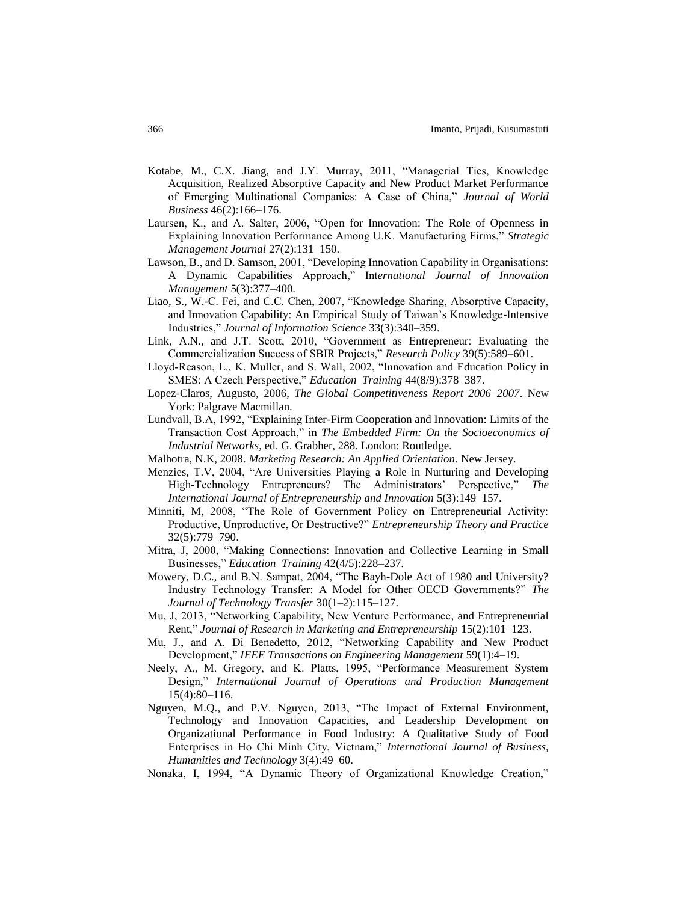Kotabe, M., C.X. Jiang, and J.Y. Murray, 2011, "Managerial Ties, Knowledge Acquisition, Realized Absorptive Capacity and New Product Market Performance of Emerging Multinational Companies: A Case of China," *Journal of World Business* 46(2):166–176.

Laursen, K., and A. Salter, 2006, "Open for Innovation: The Role of Openness in Explaining Innovation Performance Among U.K. Manufacturing Firms," *Strategic Management Journal* 27(2):131–150.

Lawson, B., and D. Samson, 2001, "Developing Innovation Capability in Organisations: A Dynamic Capabilities Approach," *International Journal of Innovation Management* 5(3):377–400.

Liao, S., W.-C. Fei, and C.C. Chen, 2007, "Knowledge Sharing, Absorptive Capacity, and Innovation Capability: An Empirical Study of Taiwan's Knowledge-Intensive Industries," *Journal of Information Science* 33(3):340–359.

Link, A.N., and J.T. Scott, 2010, "Government as Entrepreneur: Evaluating the Commercialization Success of SBIR Projects," *Research Policy* 39(5):589–601.

Lloyd-Reason, L., K. Muller, and S. Wall, 2002, "Innovation and Education Policy in SMES: A Czech Perspective," *Education Training* 44(8/9):378–387.

Lopez-Claros, Augusto, 2006, *The Global Competitiveness Report 2006–2007*. New York: Palgrave Macmillan.

Lundvall, B.A, 1992, "Explaining Inter-Firm Cooperation and Innovation: Limits of the Transaction Cost Approach," in *The Embedded Firm: On the Socioeconomics of Industrial Networks*, ed. G. Grabher, 288. London: Routledge.

Malhotra, N.K, 2008. *Marketing Research: An Applied Orientation*. New Jersey.

Menzies, T.V, 2004, "Are Universities Playing a Role in Nurturing and Developing High-Technology Entrepreneurs? The Administrators' Perspective," *The International Journal of Entrepreneurship and Innovation* 5(3):149–157.

Minniti, M, 2008, "The Role of Government Policy on Entrepreneurial Activity: Productive, Unproductive, Or Destructive?" *Entrepreneurship Theory and Practice* 32(5):779–790.

Mitra, J, 2000, "Making Connections: Innovation and Collective Learning in Small Businesses," *Education Training* 42(4/5):228–237.

Mowery, D.C., and B.N. Sampat, 2004, "The Bayh-Dole Act of 1980 and University? Industry Technology Transfer: A Model for Other OECD Governments?" *The Journal of Technology Transfer* 30(1–2):115–127.

Mu, J, 2013, "Networking Capability, New Venture Performance, and Entrepreneurial Rent," *Journal of Research in Marketing and Entrepreneurship* 15(2):101–123.

Mu, J., and A. Di Benedetto, 2012, "Networking Capability and New Product Development," *IEEE Transactions on Engineering Management* 59(1):4–19.

Neely, A., M. Gregory, and K. Platts, 1995, "Performance Measurement System Design," *International Journal of Operations and Production Management* 15(4):80–116.

Nguyen, M.Q., and P.V. Nguyen, 2013, "The Impact of External Environment, Technology and Innovation Capacities, and Leadership Development on Organizational Performance in Food Industry: A Qualitative Study of Food Enterprises in Ho Chi Minh City, Vietnam," *International Journal of Business, Humanities and Technology* 3(4):49–60.

Nonaka, I, 1994, "A Dynamic Theory of Organizational Knowledge Creation,"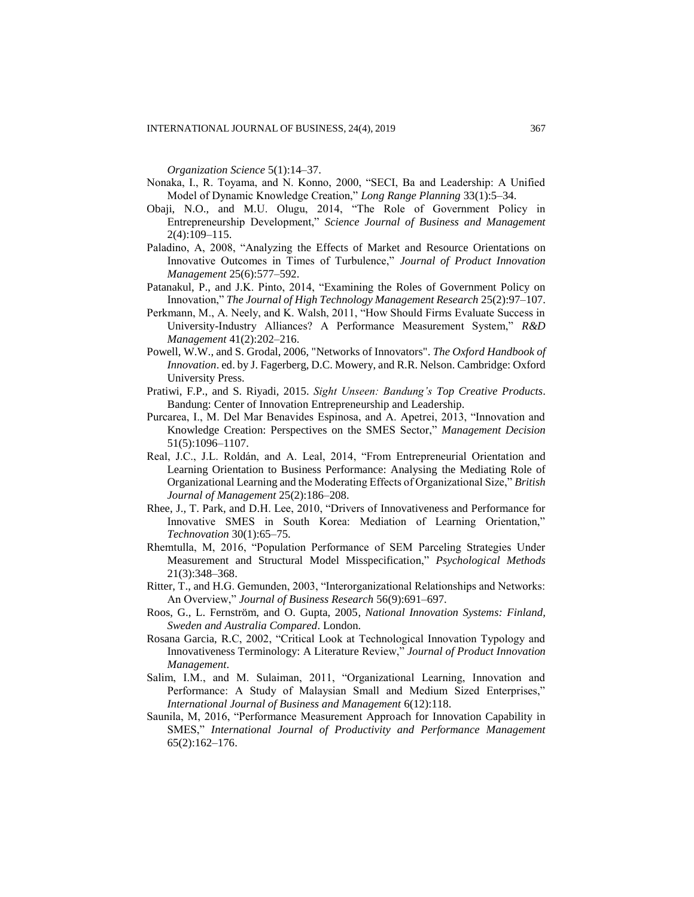*Organization Science* 5(1):14–37.

Nonaka, I., R. Toyama, and N. Konno, 2000, "SECI, Ba and Leadership: A Unified Model of Dynamic Knowledge Creation," *Long Range Planning* 33(1):5–34.

Obaji, N.O., and M.U. Olugu, 2014, "The Role of Government Policy in Entrepreneurship Development," *Science Journal of Business and Management* 2(4):109–115.

Paladino, A, 2008, "Analyzing the Effects of Market and Resource Orientations on Innovative Outcomes in Times of Turbulence," *Journal of Product Innovation Management* 25(6):577–592.

Patanakul, P., and J.K. Pinto, 2014, "Examining the Roles of Government Policy on Innovation," *The Journal of High Technology Management Research* 25(2):97–107.

Perkmann, M., A. Neely, and K. Walsh, 2011, "How Should Firms Evaluate Success in University-Industry Alliances? A Performance Measurement System," *R&D Management* 41(2):202–216.

Powell, W.W., and S. Grodal, 2006, "Networks of Innovators". *The Oxford Handbook of Innovation*. ed. by J. Fagerberg, D.C. Mowery, and R.R. Nelson. Cambridge: Oxford University Press.

Pratiwi, F.P., and S. Riyadi, 2015. *Sight Unseen: Bandung's Top Creative Products*. Bandung: Center of Innovation Entrepreneurship and Leadership.

Purcarea, I., M. Del Mar Benavides Espinosa, and A. Apetrei, 2013, "Innovation and Knowledge Creation: Perspectives on the SMES Sector," *Management Decision* 51(5):1096–1107.

Real, J.C., J.L. Roldán, and A. Leal, 2014, "From Entrepreneurial Orientation and Learning Orientation to Business Performance: Analysing the Mediating Role of Organizational Learning and the Moderating Effects of Organizational Size," *British Journal of Management* 25(2):186–208.

Rhee, J., T. Park, and D.H. Lee, 2010, "Drivers of Innovativeness and Performance for Innovative SMES in South Korea: Mediation of Learning Orientation," *Technovation* 30(1):65–75.

Rhemtulla, M, 2016, "Population Performance of SEM Parceling Strategies Under Measurement and Structural Model Misspecification," *Psychological Methods* 21(3):348–368.

Ritter, T., and H.G. Gemunden, 2003, "Interorganizational Relationships and Networks: An Overview," *Journal of Business Research* 56(9):691–697.

Roos, G., L. Fernström, and O. Gupta, 2005, *National Innovation Systems: Finland, Sweden and Australia Compared*. London.

Rosana Garcia, R.C, 2002, "Critical Look at Technological Innovation Typology and Innovativeness Terminology: A Literature Review," *Journal of Product Innovation Management*.

Salim, I.M., and M. Sulaiman, 2011, "Organizational Learning, Innovation and Performance: A Study of Malaysian Small and Medium Sized Enterprises," *International Journal of Business and Management* 6(12):118.

Saunila, M, 2016, "Performance Measurement Approach for Innovation Capability in SMES," *International Journal of Productivity and Performance Management* 65(2):162–176.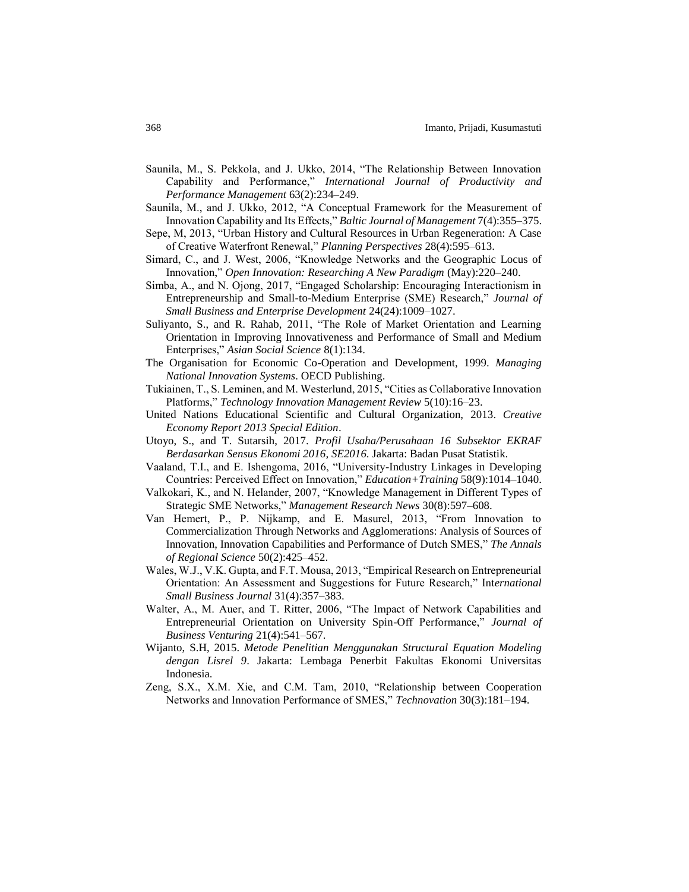Saunila, M., S. Pekkola, and J. Ukko, 2014, "The Relationship Between Innovation Capability and Performance," *International Journal of Productivity and Performance Management* 63(2):234–249.

Saunila, M., and J. Ukko, 2012, "A Conceptual Framework for the Measurement of Innovation Capability and Its Effects," *Baltic Journal of Management* 7(4):355–375.

Sepe, M, 2013, "Urban History and Cultural Resources in Urban Regeneration: A Case of Creative Waterfront Renewal," *Planning Perspectives* 28(4):595–613.

Simard, C., and J. West, 2006, "Knowledge Networks and the Geographic Locus of Innovation," *Open Innovation: Researching A New Paradigm* (May):220–240.

Simba, A., and N. Ojong, 2017, "Engaged Scholarship: Encouraging Interactionism in Entrepreneurship and Small-to-Medium Enterprise (SME) Research," *Journal of Small Business and Enterprise Development* 24(24):1009–1027.

Suliyanto, S., and R. Rahab, 2011, "The Role of Market Orientation and Learning Orientation in Improving Innovativeness and Performance of Small and Medium Enterprises," *Asian Social Science* 8(1):134.

The Organisation for Economic Co-Operation and Development, 1999. *Managing National Innovation Systems*. OECD Publishing.

Tukiainen, T., S. Leminen, and M. Westerlund, 2015, "Cities as Collaborative Innovation Platforms," *Technology Innovation Management Review* 5(10):16–23.

United Nations Educational Scientific and Cultural Organization, 2013. *Creative Economy Report 2013 Special Edition*.

Utoyo, S., and T. Sutarsih, 2017. *Profil Usaha/Perusahaan 16 Subsektor EKRAF Berdasarkan Sensus Ekonomi 2016, SE2016.* Jakarta: Badan Pusat Statistik.

Vaaland, T.I., and E. Ishengoma, 2016, "University-Industry Linkages in Developing Countries: Perceived Effect on Innovation," *Education+Training* 58(9):1014–1040.

Valkokari, K., and N. Helander, 2007, "Knowledge Management in Different Types of Strategic SME Networks," *Management Research News* 30(8):597–608.

Van Hemert, P., P. Nijkamp, and E. Masurel, 2013, "From Innovation to Commercialization Through Networks and Agglomerations: Analysis of Sources of Innovation, Innovation Capabilities and Performance of Dutch SMES," *The Annals of Regional Science* 50(2):425–452.

Wales, W.J., V.K. Gupta, and F.T. Mousa, 2013, "Empirical Research on Entrepreneurial Orientation: An Assessment and Suggestions for Future Research," *International Small Business Journal* 31(4):357–383.

Walter, A., M. Auer, and T. Ritter, 2006, "The Impact of Network Capabilities and Entrepreneurial Orientation on University Spin-Off Performance," *Journal of Business Venturing* 21(4):541–567.

Wijanto, S.H, 2015. *Metode Penelitian Menggunakan Structural Equation Modeling dengan Lisrel 9*. Jakarta: Lembaga Penerbit Fakultas Ekonomi Universitas Indonesia.

Zeng, S.X., X.M. Xie, and C.M. Tam, 2010, "Relationship between Cooperation Networks and Innovation Performance of SMES," *Technovation* 30(3):181–194.